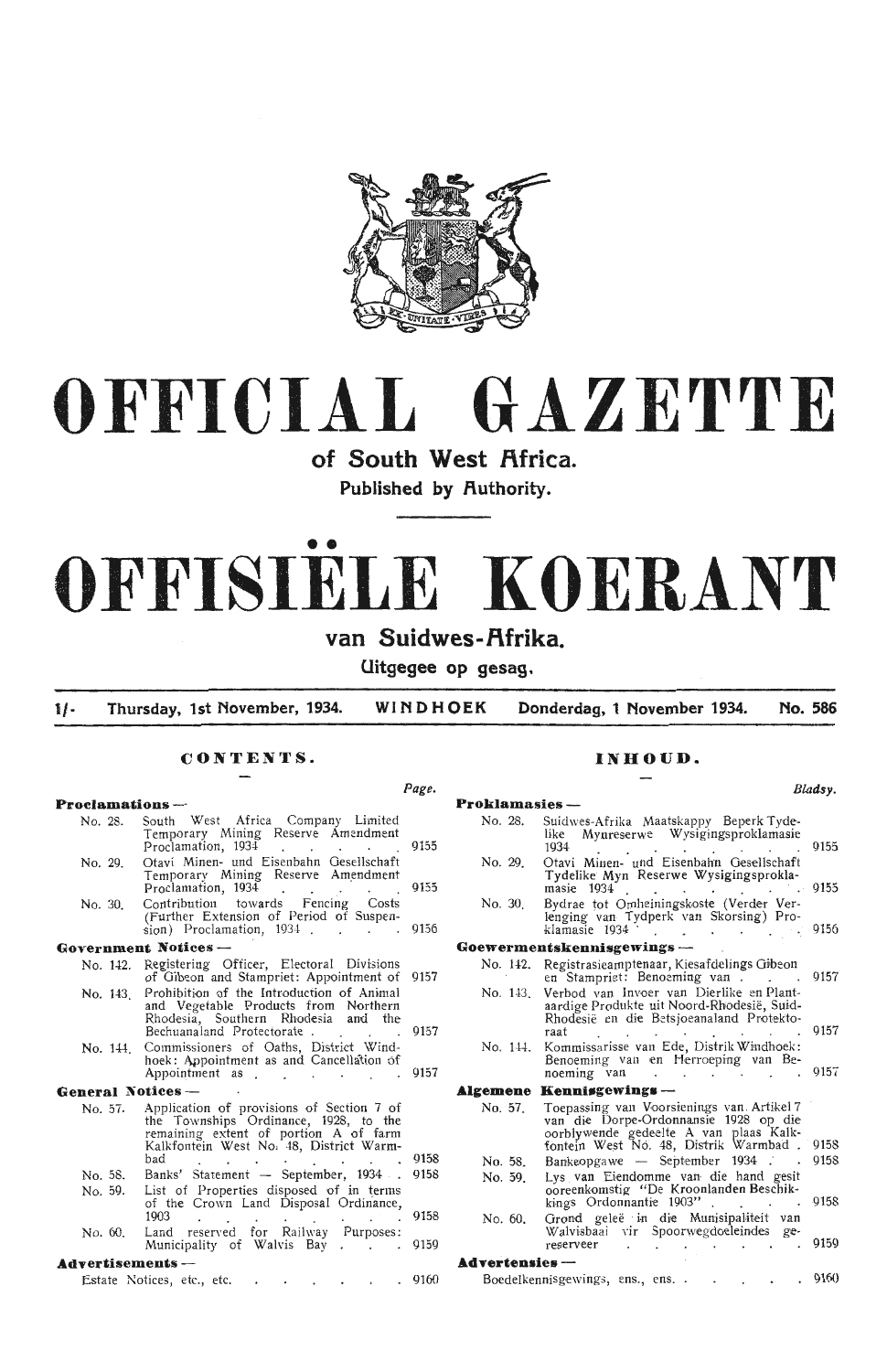# OFFICIAL GAZETTE

## of South West Africa.

**Published by Authority.**

# OFFISIËLE KOERANT

## van Suidwes-Afrika.

**Uitgegee op gesag.**

1/- Thursday, 1st November, 1934. WINDHOEK Donderdag, 1 November 1934. No. 586

## CONTENTS.

| | | Page. |
|---|---|---|
| **Proclamations —** | | |
| No. 28. | South West Africa Company Limited Temporary Mining Reserve Amendment Proclamation, 1934 | 9155 |
| No. 29. | Otavi Minen- und Eisenbahn Gesellschaft Temporary Mining Reserve Amendment Proclamation, 1934 | 9155 |
| No. 30. | Contribution towards Fencing Costs (Further Extension of Period of Suspension) Proclamation, 1934 | 9156 |
| **Government Notices —** | | |
| No. 142. | Registering Officer, Electoral Divisions of Gibeon and Stampriet: Appointment of | 9157 |
| No. 143. | Prohibition of the Introduction of Animal and Vegetable Products from Northern Rhodesia, Southern Rhodesia and the Bechuanaland Protectorate | 9157 |
| No. 144. | Commissioners of Oaths, District Windhoek: Appointment as and Cancellation of Appointment as | 9157 |
| **General Notices —** | | |
| No. 57. | Application of provisions of Section 7 of the Townships Ordinance, 1928, to the remaining extent of portion A of farm Kalkfontein West No. 48, District Warmbad | 9158 |
| No. 58. | Banks' Statement — September, 1934 | 9158 |
| No. 59. | List of Properties disposed of in terms of the Crown Land Disposal Ordinance, 1903 | 9158 |
| No. 60. | Land reserved for Railway Purposes: Municipality of Walvis Bay | 9159 |
| **Advertisements —** | | |
| | Estate Notices, etc., etc. | 9160 |

## INHOUD.

| | | Bladsy. |
|---|---|---|
| **Proklamasies —** | | |
| No. 28. | Suidwes-Afrika Maatskappy Beperk Tydelike Mynreserwe Wysigingsproklamasie 1934 | 9155 |
| No. 29. | Otavi Minen- und Eisenbahn Gesellschaft Tydelike Myn Reserwe Wysigingsproklamasie 1934 | 9155 |
| No. 30. | Bydrae tot Omheiningskoste (Verder Verlenging van Tydperk van Skorsing) Proklamasie 1934 | 9156 |
| **Goewermentskennisgewings —** | | |
| No. 142. | Registrasieamptenaar, Kiesafdelings Gibeon en Stampriet: Benoeming van | 9157 |
| No. 143. | Verbod van Invoer van Dierlike en Plantaardige Produkte uit Noord-Rhodesië, Suid-Rhodesië en die Betsjoeanaland Protektoraat | 9157 |
| No. 144. | Kommissarisse van Ede, Distrik Windhoek: Benoeming van en Herroeping van Benoeming van | 9157 |
| **Algemene Kennisgewings —** | | |
| No. 57. | Toepassing van Voorsienings van Artikel 7 van die Dorpe-Ordonnansie 1928 op die oorblywende gedeelte A van plaas Kalkfontein West No. 48, Distrik Warmbad | 9158 |
| No. 58. | Bankeopgawe — September 1934 | 9158 |
| No. 59. | Lys van Eiendomme van die hand gesit ooreenkomstig "De Kroonlanden Beschikkings Ordonnantie 1903" | 9158 |
| No. 60. | Grond geleë in die Munisipaliteit van Walvisbaai vir Spoorwegdoeleindes gereserveer | 9159 |
| **Advertensies —** | | |
| | Boedelkennisgewings, ens., ens. | 9160 |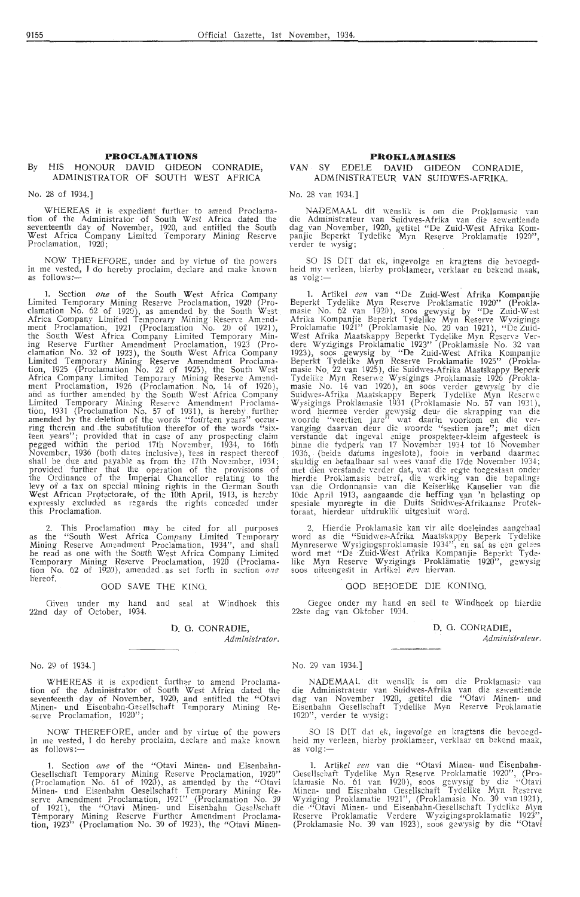## PROCLAMATIONS

By HIS HONOUR DAVID GIDEON CONRADIE, ADMINISTRATOR OF SOUTH WEST AFRICA

No. 28 of 1934.]

WHEREAS it is expedient further to amend Proclamation of the Administrator of South West Africa dated the seventeenth day of November, 1920, and entitled the South West Africa Company Limited Temporary Mining Reserve Proclamation, 1920;

NOW THEREFORE, under and by virtue of the powers in me vested, I do hereby proclaim, declare and make known as follows:—

1. Section *one* of the South West Africa Company Limited Temporary Mining Reserve Proclamation, 1920 (Proclamation No. 62 of 1920), as amended by the South West Africa Company Limited Temporary Mining Reserve Amendment Proclamation, 1921 (Proclamation No. 20 of 1921), the South West Africa Company Limited Temporary Mining Reserve Further Amendment Proclamation, 1923 (Proclamation No. 32 of 1923), the South West Africa Company Limited Temporary Mining Reserve Amendment Proclamation, 1925 (Proclamation No. 22 of 1925), the South West Africa Company Limited Temporary Mining Reserve Amendment Proclamation, 1926 (Proclamation No. 14 of 1926), and as further amended by the South West Africa Company Limited Temporary Mining Reserve Amendment Proclamation, 1931 (Proclamation No. 57 of 1931), is hereby further amended by the deletion of the words "fourteen years" occurring therein and the substitution therefor of the words "sixteen years"; provided that in case of any prospecting claim pegged within the period 17th November, 1934, to 16th November, 1936 (both dates inclusive), fees in respect thereof shall be due and payable as from the 17th November, 1934; provided further that the operation of the provisions of the Ordinance of the Imperial Chancellor relating to the levy of a tax on special mining rights in the German South West African Protectorate, of the 10th April, 1913, is hereby expressly excluded as regards the rights conceded under this Proclamation.

2. This Proclamation may be cited for all purposes as the "South West Africa Company Limited Temporary Mining Reserve Amendment Proclamation, 1934", and shall be read as one with the South West Africa Company Limited Temporary Mining Reserve Proclamation, 1920 (Proclamation No. 62 of 1920), amended as set forth in section *one* hereof.

GOD SAVE THE KING.

Given under my hand and seal at Windhoek this 22nd day of October, 1934.

D. G. CONRADIE,
*Administrator.*

---

No. 29 of 1934.]

WHEREAS it is expedient further to amend Proclamation of the Administrator of South West Africa dated the seventeenth day of November, 1920, and entitled the "Otavi Minen- und Eisenbahn-Gesellschaft Temporary Mining Reserve Proclamation, 1920";

NOW THEREFORE, under and by virtue of the powers in me vested, I do hereby proclaim, declare and make known as follows:—

1. Section *one* of the "Otavi Minen- und Eisenbahn-Gesellschaft Temporary Mining Reserve Proclamation, 1920" (Proclamation No. 61 of 1920), as amended by the "Otavi Minen- und Eisenbahn Gesellschaft Temporary Mining Reserve Amendment Proclamation, 1921" (Proclamation No. 39 of 1921), the "Otavi Minen- und Eisenbahn Gesellschaft Temporary Mining Reserve Further Amendment Proclamation, 1923" (Proclamation No. 39 of 1923), the "Otavi Minen-

## PROKLAMASIES

VAN SY EDELE DAVID GIDEON CONRADIE, ADMINISTRATEUR VAN SUIDWES-AFRIKA.

No. 28 van 1934.]

NADEMAAL dit wenslik is om die Proklamasie van die Administrateur van Suidwes-Afrika van die sewentiende dag van November, 1920, getitel "De Zuid-West Afrika Kompanjie Beperkt Tydelike Myn Reserve Proklamatie 1920", verder te wysig;

SO IS DIT dat ek, ingevolge en kragtens die bevoegdheid my verleen, hierby proklameer, verklaar en bekend maak, as volg:—

1. Artikel *een* van "De Zuid-West Afrika Kompanjie Beperkt Tydelike Myn Reserve Proklamatie 1920" (Proklamasie No. 62 van 1920), soos gewysig by "De Zuid-West Afrika Kompanjie Beperkt Tydelike Myn Reserve Wyzigings Proklamatie 1921" (Proklamasie No. 20 van 1921), "De Zuid-West Afrika Maatskappy Beperkt Tydelike Myn Reserve Verdere Wyzigings Proklamatie 1923" (Proklamasie No. 32 van 1923), soos gewysig by "De Zuid-West Afrika Kompanjie Beperkt Tydelike Myn Reserve Proklamatie 1925" (Proklamasie No. 22 van 1925), die Suidwes-Afrika Maatskappy Beperk Tydelike Myn Reserwe Wysigings Proklamasie 1926 (Proklamasie No. 14 van 1926), en soos verder gewysig by die Suidwes-Afrika Maatskappy Beperk Tydelike Myn Reserwe Wysigings Proklamasie 1931 (Proklamasie No. 57 van 1931), word hiermee verder gewysig deur die skrapping van die woorde "veertien jare" wat daarin voorkom en die vervanging daarvan deur die woorde "sestien jare"; met dien verstande dat ingeval enige prospekteer-kleim afgesteek is binne die tydperk van 17 November 1934 tot 16 November 1936, (beide datums ingeslote), fooie in verband daarmee skuldig en betaalbaar sal wees vanaf die 17de November 1934; met dien verstande verder dat, wat die regte toegestaan onder hierdie Proklamasie betref, die werking van die bepalings van die Ordonnansie van die Keiserlike Kanselier van die 10de April 1913, aangaande die heffing van 'n belasting op spesiale mynregte in die Duits Suidwes-Afrikaanse Protektoraat, hierdeur uitdruklik uitgesluit word.

2. Hierdie Proklamasie kan vir alle doeleindes aangehaal word as die "Suidwes-Afrika Maatskappy Beperk Tydelike Mynreserwe Wysigingsproklamasie 1934", en sal as een gelees word met "De Zuid-West Afrika Kompanjie Beperkt Tydelike Myn Reserve Wyzigings Proklamatie 1920", gewysig soos uiteengesit in Artikel *een* hiervan.

GOD BEHOEDE DIE KONING.

Gegee onder my hand en seël te Windhoek op hierdie 22ste dag van Oktober 1934.

D. G. CONRADIE,
*Administrateur.*

---

No. 29 van 1934.]

NADEMAAL dit wenslik is om die Proklamasie van die Administrateur van Suidwes-Afrika van die sewentiende dag van November 1920, getitel die "Otavi Minen- und Eisenbahn Gesellschaft Tydelike Myn Reserve Proklamatie 1920", verder te wysig;

SO IS DIT dat ek, ingevolge en kragtens die bevoegdheid my verleen, hierby proklameer, verklaar en bekend maak, as volg:—

1. Artikel *een* van die "Otavi Minen- und Eisenbahn-Gesellschaft Tydelike Myn Reserve Proklamatie 1920", (Proklamasie No. 61 van 1920), soos gewysig by die "Otavi Minen- und Eisenbahn Gesellschaft Tydelike Myn Reserve Wyziging Proklamatie 1921", (Proklamasie No. 39 van 1921), die "Otavi Minen- und Eisenbahn-Gesellschaft Tydelike Myn Reserve Proklamatie Verdere Wyzigingsproklamatie 1923", (Proklamasie No. 39 van 1923), soos gewysig by die "Otavi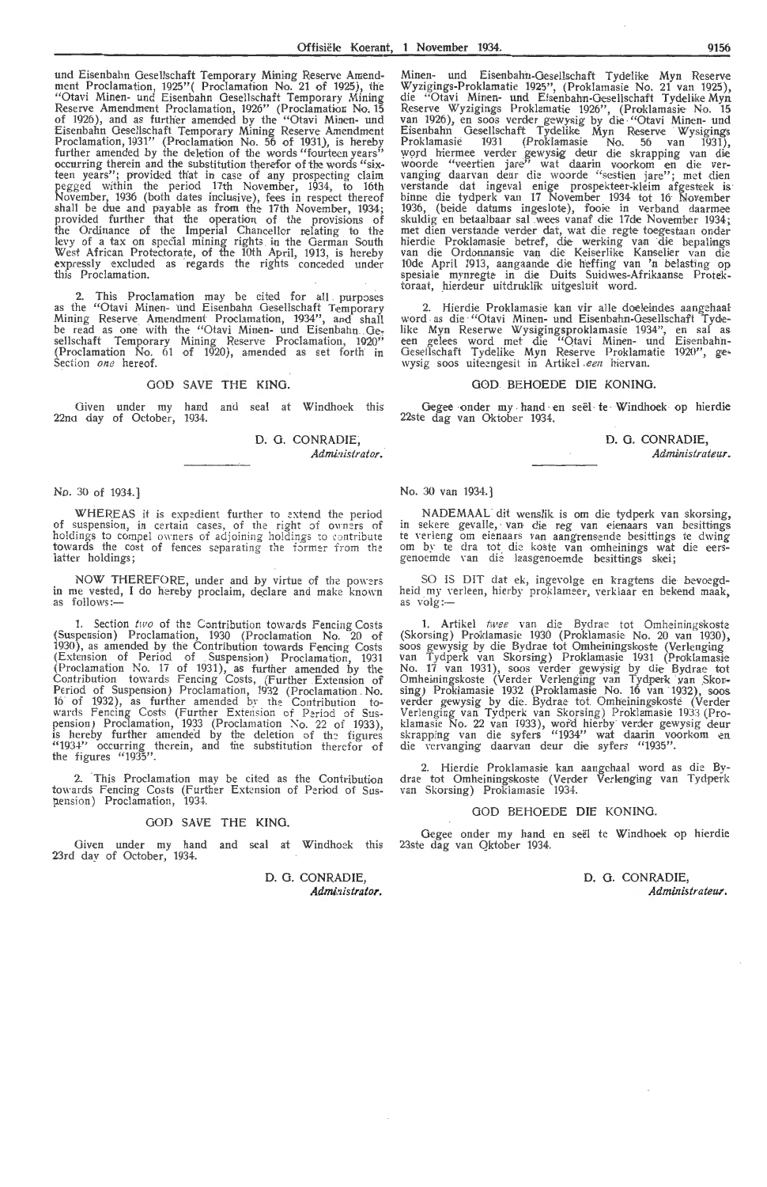und Eisenbahn Gesellschaft Temporary Mining Reserve Amendment Proclamation, 1925" (Proclamation No. 21 of 1925), the "Otavi Minen- und Eisenbahn Gesellschaft Temporary Mining Reserve Amendment Proclamation, 1926" (Proclamation No. 15 of 1926), and as further amended by the "Otavi Minen- und Eisenbahn Gesellschaft Temporary Mining Reserve Amendment Proclamation, 1931" (Proclamation No. 56 of 1931), is hereby further amended by the deletion of the words "fourteen years" occurring therein and the substitution therefor of the words "sixteen years"; provided that in case of any prospecting claim pegged within the period 17th November, 1934, to 16th November, 1936 (both dates inclusive), fees in respect thereof shall be due and payable as from the 17th November, 1934; provided further that the operation of the provisions of the Ordinance of the Imperial Chancellor relating to the levy of a tax on special mining rights in the German South West African Protectorate, of the 10th April, 1913, is hereby expressly excluded as regards the rights conceded under this Proclamation.

2. This Proclamation may be cited for all purposes as the "Otavi Minen- und Eisenbahn Gesellschaft Temporary Mining Reserve Amendment Proclamation, 1934", and shall be read as one with the "Otavi Minen- und Eisenbahn Gesellschaft Temporary Mining Reserve Proclamation, 1920" (Proclamation No. 61 of 1920), amended as set forth in Section *one* hereof.

GOD SAVE THE KING.

Given under my hand and seal at Windhoek this 22nd day of October, 1934.

D. G. CONRADIE,
*Administrator.*

Minen- und Eisenbahn-Gesellschaft Tydelike Myn Reserve Wyzigings-Proklamatie 1925", (Proklamasie No. 21 van 1925), die "Otavi Minen- und Eisenbahn-Gesellschaft Tydelike Myn Reserve Wyzigings Proklamatie 1926", (Proklamasie No. 15 van 1926), en soos verder gewysig by die "Otavi Minen- und Eisenbahn Gesellschaft Tydelike Myn Reserve Wysigings Proklamasie 1931 (Proklamasie No. 56 van 1931), word hiermee verder gewysig deur die skrapping van die woorde "veertien jare" wat daarin voorkom en die vervanging daarvan deur die woorde "sestien jare"; met dien verstande dat ingeval enige prospekteer-kleim afgesteek is binne die tydperk van 17 November 1934 tot 16 November 1936, (beide datums ingeslote), fooie in verband daarmee skuldig en betaalbaar sal wees vanaf die 17de November 1934; met dien verstande verder dat, wat die regte toegestaan onder hierdie Proklamasie betref, die werking van die bepalings van die Ordonnansie van die Keiserlike Kanselier van die 10de April 1913, aangaande die heffing van 'n belasting op spesiale mynregte in die Duits Suidwes-Afrikaanse Protektoraat, hierdeur uitdruklik uitgesluit word.

2. Hierdie Proklamasie kan vir alle doeleindes aangehaal word as die "Otavi Minen- und Eisenbahn-Gesellschaft Tydelike Myn Reserwe Wysigingsproklamasie 1934", en sal as een gelees word met die "Otavi Minen- und Eisenbahn-Gesellschaft Tydelike Myn Reserve Proklamatie 1920", gewysig soos uiteengesit in Artikel *een* hiervan.

GOD BEHOEDE DIE KONING.

Gegee onder my hand en seël te Windhoek op hierdie 22ste dag van Oktober 1934.

D. G. CONRADIE,
*Administrateur.*

No. 30 of 1934.]

WHEREAS it is expedient further to extend the period of suspension, in certain cases, of the right of owners of holdings to compel owners of adjoining holdings to contribute towards the cost of fences separating the former from the latter holdings;

NOW THEREFORE, under and by virtue of the powers in me vested, I do hereby proclaim, declare and make known as follows:—

1. Section *two* of the Contribution towards Fencing Costs (Suspension) Proclamation, 1930 (Proclamation No. 20 of 1930), as amended by the Contribution towards Fencing Costs (Extension of Period of Suspension) Proclamation, 1931 (Proclamation No. 17 of 1931), as further amended by the Contribution towards Fencing Costs, (Further Extension of Period of Suspension) Proclamation, 1932 (Proclamation No. 16 of 1932), as further amended by the Contribution towards Fencing Costs (Further Extension of Period of Suspension) Proclamation, 1933 (Proclamation No. 22 of 1933), is hereby further amended by the deletion of the figures "1934" occurring therein, and the substitution therefor of the figures "1935".

2. This Proclamation may be cited as the Contribution towards Fencing Costs (Further Extension of Period of Suspension) Proclamation, 1934.

GOD SAVE THE KING.

Given under my hand and seal at Windhoek this 23rd day of October, 1934.

D. G. CONRADIE,
*Administrator.*

No. 30 van 1934.]

NADEMAAL dit wenslik is om die tydperk van skorsing, in sekere gevalle, van die reg van eienaars van besittings te verleng om eienaars van aangrensende besittings te dwing om by te dra tot die koste van omheinings wat die eersgenoemde van die laasgenoemde besittings skei;

SO IS DIT dat ek, ingevolge en kragtens die bevoegdheid my verleen, hierby proklameer, verklaar en bekend maak, as volg:—

1. Artikel *twee* van die Bydrae tot Omheiningskoste (Skorsing) Proklamasie 1930 (Proklamasie No. 20 van 1930), soos gewysig by die Bydrae tot Omheiningskoste (Verlenging van Tydperk van Skorsing) Proklamasie 1931 (Proklamasie No. 17 van 1931), soos verder gewysig by die Bydrae tot Omheiningskoste (Verder Verlenging van Tydperk van Skorsing) Proklamasie 1932 (Proklamasie No. 16 van 1932), soos verder gewysig by die Bydrae tot Omheiningskoste (Verder Verlenging van Tydperk van Skorsing) Proklamasie 1933 (Proklamasie No. 22 van 1933), word hierby verder gewysig deur skrapping van die syfers "1934" wat daarin voorkom en die vervanging daarvan deur die syfers "1935".

2. Hierdie Proklamasie kan aangehaal word as die Bydrae tot Omheiningskoste (Verder Verlenging van Tydperk van Skorsing) Proklamasie 1934.

GOD BEHOEDE DIE KONING.

Gegee onder my hand en seël te Windhoek op hierdie 23ste dag van Oktober 1934.

D. G. CONRADIE,
*Administrateur.*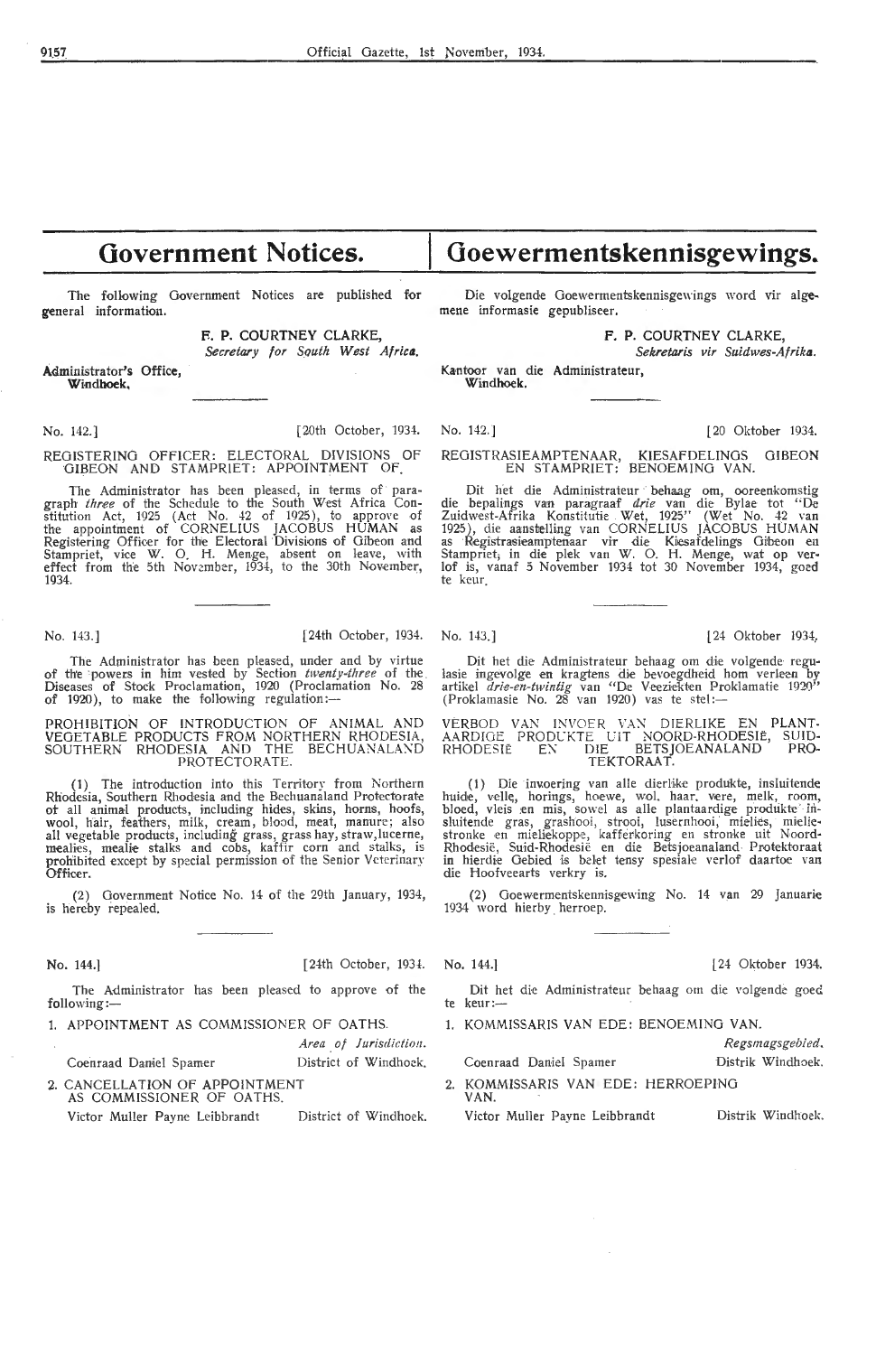# Government Notices.

The following Government Notices are published for general information.

F. P. COURTNEY CLARKE,
*Secretary for South West Africa.*

**Administrator's Office,**
**Windhoek.**

No. 142.] [20th October, 1934.

REGISTERING OFFICER: ELECTORAL DIVISIONS OF GIBEON AND STAMPRIET: APPOINTMENT OF.

The Administrator has been pleased, in terms of paragraph *three* of the Schedule to the South West Africa Constitution Act, 1925 (Act No. 42 of 1925), to approve of the appointment of CORNELIUS JACOBUS HUMAN as Registering Officer for the Electoral Divisions of Gibeon and Stampriet, vice W. O. H. Menge, absent on leave, with effect from the 5th November, 1934, to the 30th November, 1934.

No. 143.] [24th October, 1934.

The Administrator has been pleased, under and by virtue of the powers in him vested by Section *twenty-three* of the Diseases of Stock Proclamation, 1920 (Proclamation No. 28 of 1920), to make the following regulation:—

PROHIBITION OF INTRODUCTION OF ANIMAL AND VEGETABLE PRODUCTS FROM NORTHERN RHODESIA, SOUTHERN RHODESIA AND THE BECHUANALAND PROTECTORATE.

(1) The introduction into this Territory from Northern Rhodesia, Southern Rhodesia and the Bechuanaland Protectorate of all animal products, including hides, skins, horns, hoofs, wool, hair, feathers, milk, cream, blood, meat, manure; also all vegetable products, including grass, grass hay, straw, lucerne, mealies, mealie stalks and cobs, kaffir corn and stalks, is prohibited except by special permission of the Senior Veterinary Officer.

(2) Government Notice No. 14 of the 29th January, 1934, is hereby repealed.

No. 144.] [24th October, 1934.

The Administrator has been pleased to approve of the following:—

1. APPOINTMENT AS COMMISSIONER OF OATHS.

| | *Area of Jurisdiction.* |
|---|---|
| Coenraad Daniel Spamer | District of Windhoek. |

2. CANCELLATION OF APPOINTMENT AS COMMISSIONER OF OATHS.

| | |
|---|---|
| Victor Muller Payne Leibbrandt | District of Windhoek. |

# Goewermentskennisgewings.

Die volgende Goewermentskennisgewings word vir algemene informasie gepubliseer.

F. P. COURTNEY CLARKE,
*Sekretaris vir Suidwes-Afrika.*

**Kantoor van die Administrateur,**
**Windhoek.**

No. 142.] [20 Oktober 1934.

REGISTRASIEAMPTENAAR, KIESAFDELINGS GIBEON EN STAMPRIET: BENOEMING VAN.

Dit het die Administrateur behaag om, ooreenkomstig die bepalings van paragraaf *drie* van die Bylae tot "De Zuidwest-Afrika Konstitutie Wet, 1925" (Wet No. 42 van 1925), die aanstelling van CORNELIUS JACOBUS HUMAN as Registrasieamptenaar vir die Kiesafdelings Gibeon en Stampriet, in die plek van W. O. H. Menge, wat op verlof is, vanaf 5 November 1934 tot 30 November 1934, goed te keur.

No. 143.] [24 Oktober 1934.

Dit het die Administrateur behaag om die volgende regulasie ingevolge en kragtens die bevoegdheid hom verleen by artikel *drie-en-twintig* van "De Veeziekten Proklamatie 1920" (Proklamasie No. 28 van 1920) vas te stel:—

VERBOD VAN INVOER VAN DIERLIKE EN PLANTAARDIGE PRODUKTE UIT NOORD-RHODESIË, SUID-RHODESIË EN DIE BETSJOEANALAND PROTEKTORAAT.

(1) Die invoering van alle dierlike produkte, insluitende huide, velle, horings, hoewe, wol, haar, vere, melk, room, bloed, vleis en mis, sowel as alle plantaardige produkte insluitende gras, grashooi, strooi, lusernhooi, mielies, mieliestronke en mieliekoppe, kafferkoring en stronke uit Noord-Rhodesië, Suid-Rhodesië en die Betsjoeanaland Protektoraat in hierdie Gebied is belet tensy spesiale verlof daartoe van die Hoofveearts verkry is.

(2) Goewermentskennisgewing No. 14 van 29 Januarie 1934 word hierby herroep.

No. 144.] [24 Oktober 1934.

Dit het die Administrateur behaag om die volgende goed te keur:—

1. KOMMISSARIS VAN EDE: BENOEMING VAN.

| | *Regsmagsgebied.* |
|---|---|
| Coenraad Daniel Spamer | Distrik Windhoek. |

2. KOMMISSARIS VAN EDE: HERROEPING VAN.

| | |
|---|---|
| Victor Muller Payne Leibbrandt | Distrik Windhoek. |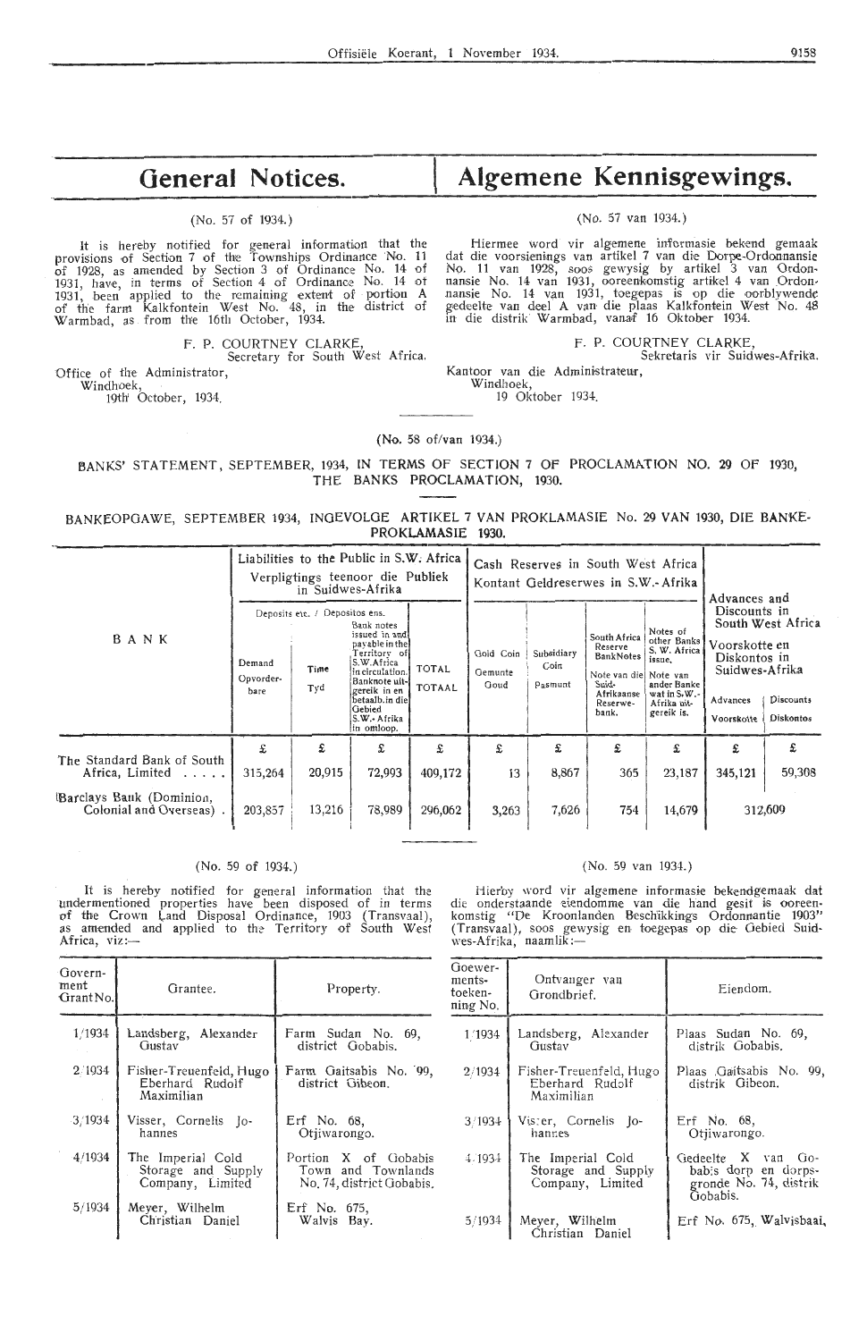# General Notices.

# Algemene Kennisgewings.

(No. 57 of 1934.)

It is hereby notified for general information that the provisions of Section 7 of the Townships Ordinance No. 11 of 1928, as amended by Section 3 of Ordinance No. 14 of 1931, have, in terms of Section 4 of Ordinance No. 14 of 1931, been applied to the remaining extent of portion A of the farm Kalkfontein West No. 48, in the district of Warmbad, as from the 16th October, 1934.

F. P. COURTNEY CLARKE,
Secretary for South West Africa.

Office of the Administrator,
Windhoek,
19th October, 1934.

(No. 57 van 1934.)

Hiermee word vir algemene informasie bekend gemaak dat die voorsienings van artikel 7 van die Dorpe-Ordonnansie No. 11 van 1928, soos gewysig by artikel 3 van Ordonnansie No. 14 van 1931, ooreenkomstig artikel 4 van Ordonnansie No. 14 van 1931, toegepas is op die oorblywende gedeelte van deel A van die plaas Kalkfontein West No. 48 in die distrik Warmbad, vanaf 16 Oktober 1934.

F. P. COURTNEY CLARKE,
Sekretaris vir Suidwes-Afrika.

Kantoor van die Administrateur,
Windhoek,
19 Oktober 1934.

(No. 58 of/van 1934.)

BANKS' STATEMENT, SEPTEMBER, 1934, IN TERMS OF SECTION 7 OF PROCLAMATION NO. 29 OF 1930, THE BANKS PROCLAMATION, 1930.

BANKEOPGAWE, SEPTEMBER 1934, INGEVOLGE ARTIKEL 7 VAN PROKLAMASIE No. 29 VAN 1930, DIE BANKE-PROKLAMASIE 1930.

| BANK | Liabilities to the Public in S.W. Africa / Verpligtings teenoor die Publiek in Suidwes-Afrika | | | | Cash Reserves in South West Africa / Kontant Geldreserwes in S.W.-Afrika | | | | Advances and Discounts in South West Africa / Voorskotte en Diskontos in Suidwes-Afrika | |
|---|---|---|---|---|---|---|---|---|---|---|
| | Deposits etc. / Depositos ens. | | | | | | | | | |
| | Demand / Opvorderbare | Time / Tyd | Bank notes issued in and payable in the Territory of S.W. Africa in circulation. / Banknote uitgereik in en betaalb. in die Gebied S.W.-Afrika in omloop. | TOTAL / TOTAAL | Gold Coin / Gemunte Goud | Subsidiary Coin / Pasmunt | South Africa Reserve BankNotes / Note van die Suid-Afrikaanse Reserwe-bank. | Notes of other Banks S. W. Africa issue. / Note van ander Banke wat in S.W.-Afrika uitgereik is. | Advances / Voorskotte | Discounts / Diskontos |
| | £ | £ | £ | £ | £ | £ | £ | £ | £ | £ |
| The Standard Bank of South Africa, Limited ..... | 315,264 | 20,915 | 72,993 | 409,172 | 13 | 8,867 | 365 | 23,187 | 345,121 | 59,308 |
| Barclays Bank (Dominion, Colonial and Overseas) . | 203,857 | 13,216 | 78,989 | 296,062 | 3,263 | 7,626 | 754 | 14,679 | 312,609 | |

(No. 59 of 1934.)

It is hereby notified for general information that the undermentioned properties have been disposed of in terms of the Crown Land Disposal Ordinance, 1903 (Transvaal), as amended and applied to the Territory of South West Africa, viz:—

| Government Grant No. | Grantee. | Property. |
|---|---|---|
| 1/1934 | Landsberg, Alexander Gustav | Farm Sudan No. 69, district Gobabis. |
| 2/1934 | Fisher-Treuenfeld, Hugo Eberhard Rudolf Maximilian | Farm Gaitsabis No. 99, district Gibeon. |
| 3/1934 | Visser, Cornelis Johannes | Erf No. 68, Otjiwarongo. |
| 4/1934 | The Imperial Cold Storage and Supply Company, Limited | Portion X of Gobabis Town and Townlands No. 74, district Gobabis. |
| 5/1934 | Meyer, Wilhelm Christian Daniel | Erf No. 675, Walvis Bay. |

(No. 59 van 1934.)

Hierby word vir algemene informasie bekendgemaak dat die onderstaande eiendomme van die hand gesit is ooreenkomstig "De Kroonlanden Beschikkings Ordonnantie 1903" (Transvaal), soos gewysig en toegepas op die Gebied Suidwes-Afrika, naamlik:—

| Goewerments-toekenning No. | Ontvanger van Grondbrief. | Eiendom. |
|---|---|---|
| 1/1934 | Landsberg, Alexander Gustav | Plaas Sudan No. 69, distrik Gobabis. |
| 2/1934 | Fisher-Treuenfeld, Hugo Eberhard Rudolf Maximilian | Plaas Gaitsabis No. 99, distrik Gibeon. |
| 3/1934 | Visser, Cornelis Johannes | Erf No. 68, Otjiwarongo. |
| 4/1934 | The Imperial Cold Storage and Supply Company, Limited | Gedeelte X van Gobabis dorp en dorpsgronde No. 74, distrik Gobabis. |
| 5/1934 | Meyer, Wilhelm Christian Daniel | Erf No. 675, Walvisbaai. |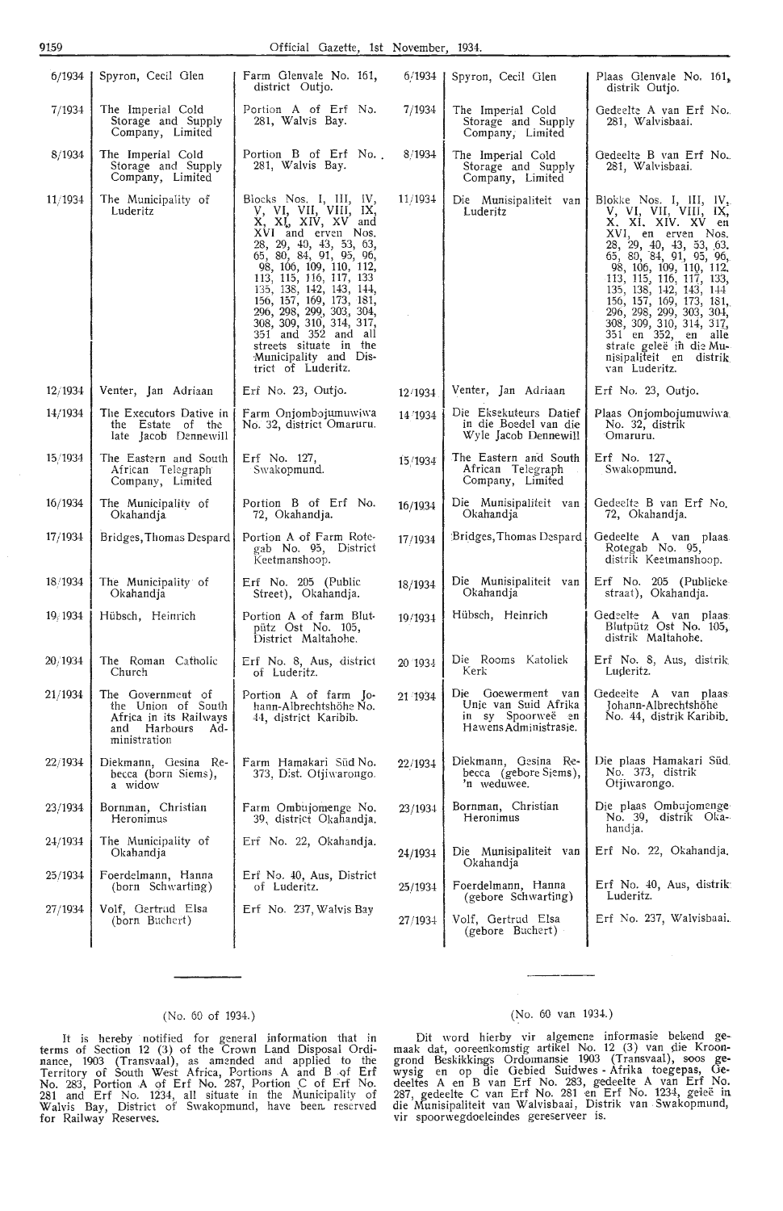| | | | | | |
|---|---|---|---|---|---|
| 6/1934 | Spyron, Cecil Glen | Farm Glenvale No. 161, district Outjo. | 6/1934 | Spyron, Cecil Glen | Plaas Glenvale No. 161, distrik Outjo. |
| 7/1934 | The Imperial Cold Storage and Supply Company, Limited | Portion A of Erf No. 281, Walvis Bay. | 7/1934 | The Imperial Cold Storage and Supply Company, Limited | Gedeelte A van Erf No. 281, Walvisbaai. |
| 8/1934 | The Imperial Cold Storage and Supply Company, Limited | Portion B of Erf No. 281, Walvis Bay. | 8/1934 | The Imperial Cold Storage and Supply Company, Limited | Gedeelte B van Erf No. 281, Walvisbaai. |
| 11/1934 | The Municipality of Luderitz | Blocks Nos. I, III, IV, V, VI, VII, VIII, IX, X, XI, XIV, XV and XVI and erven Nos. 28, 29, 40, 43, 53, 63, 65, 80, 84, 91, 95, 96, 98, 106, 109, 110, 112, 113, 115, 116, 117, 133, 135, 138, 142, 143, 144, 156, 157, 169, 173, 181, 296, 298, 299, 303, 304, 308, 309, 310, 314, 317, 351 and 352 and all streets situate in the Municipality and District of Luderitz. | 11/1934 | Die Munisipaliteit van Luderitz | Blokke Nos. I, III, IV, V, VI, VII, VIII, IX, X. XI. XIV. XV en XVI, en erven Nos. 28, 29, 40, 43, 53, 63, 65, 80, 84, 91, 95, 96, 98, 106, 109, 110, 112, 113, 115, 116, 117, 133, 135, 138, 142, 143, 144, 156, 157, 169, 173, 181, 296, 298, 299, 303, 304, 308, 309, 310, 314, 317, 351 en 352, en alle strate geleë in die Munisipaliteit en distrik van Luderitz. |
| 12/1934 | Venter, Jan Adriaan | Erf No. 23, Outjo. | 12/1934 | Venter, Jan Adriaan | Erf No. 23, Outjo. |
| 14/1934 | The Executors Dative in the Estate of the late Jacob Dennewill | Farm Onjombojumuwiwa No. 32, district Omaruru. | 14/1934 | Die Eksekuteurs Datief in die Boedel van die Wyle Jacob Dennewill | Plaas Onjombojumuwiwa No. 32, distrik Omaruru. |
| 15/1934 | The Eastern and South African Telegraph Company, Limited | Erf No. 127, Swakopmund. | 15/1934 | The Eastern and South African Telegraph Company, Limited | Erf No. 127, Swakopmund. |
| 16/1934 | The Municipality of Okahandja | Portion B of Erf No. 72, Okahandja. | 16/1934 | Die Munisipaliteit van Okahandja | Gedeelte B van Erf No. 72, Okahandja. |
| 17/1934 | Bridges, Thomas Despard | Portion A of Farm Rotegab No. 95, District Keetmanshoop. | 17/1934 | Bridges, Thomas Despard | Gedeelte A van plaas Rotegab No. 95, distrik Keetmanshoop. |
| 18/1934 | The Municipality of Okahandja | Erf No. 205 (Public Street), Okahandja. | 18/1934 | Die Munisipaliteit van Okahandja | Erf No. 205 (Publieke straat), Okahandja. |
| 19/1934 | Hübsch, Heinrich | Portion A of farm Blutpütz Ost No. 105, District Maltahohe. | 19/1934 | Hübsch, Heinrich | Gedeelte A van plaas Blutpütz Ost No. 105, distrik Maltahohe. |
| 20/1934 | The Roman Catholic Church | Erf No. 8, Aus, district of Luderitz. | 20/1934 | Die Rooms Katoliek Kerk | Erf No. 8, Aus, distrik Luderitz. |
| 21/1934 | The Government of the Union of South Africa in its Railways and Harbours Administration | Portion A of farm Johann-Albrechtshöhe No. 44, district Karibib. | 21/1934 | Die Goewerment van Unie van Suid Afrika in sy Spoorweë en Hawens Administrasie. | Gedeelte A van plaas Johann-Albrechtshöhe No. 44, distrik Karibib. |
| 22/1934 | Diekmann, Gesina Rebecca (born Siems), a widow | Farm Hamakari Süd No. 373, Dist. Otjiwarongo. | 22/1934 | Diekmann, Gesina Rebecca (gebore Siems), 'n weduwee. | Die plaas Hamakari Süd No. 373, distrik Otjiwarongo. |
| 23/1934 | Bornman, Christian Heronimus | Farm Ombujomenge No. 39, district Okahandja. | 23/1934 | Bornman, Christian Heronimus | Die plaas Ombujomenge No. 39, distrik Okahandja. |
| 24/1934 | The Municipality of Okahandja | Erf No. 22, Okahandja. | 24/1934 | Die Munisipaliteit van Okahandja | Erf No. 22, Okahandja. |
| 25/1934 | Foerdelmann, Hanna (born Schwarting) | Erf No. 40, Aus, District of Luderitz. | 25/1934 | Foerdelmann, Hanna (gebore Schwarting) | Erf No. 40, Aus, distrik Luderitz. |
| 27/1934 | Volf, Gertrud Elsa (born Buchert) | Erf No. 237, Walvis Bay | 27/1934 | Volf, Gertrud Elsa (gebore Buchert) | Erf No. 237, Walvisbaai. |

(No. 60 of 1934.)

It is hereby notified for general information that in terms of Section 12 (3) of the Crown Land Disposal Ordinance, 1903 (Transvaal), as amended and applied to the Territory of South West Africa, Portions A and B of Erf No. 283, Portion A of Erf No. 287, Portion C of Erf No. 281 and Erf No. 1234, all situate in the Municipality of Walvis Bay, District of Swakopmund, have been reserved for Railway Reserves.

(No. 60 van 1934.)

Dit word hierby vir algemene informasie bekend gemaak dat, ooreenkomstig artikel No. 12 (3) van die Kroongrond Beskikkings Ordonnansie 1903 (Transvaal), soos gewysig en op die Gebied Suidwes - Afrika toegepas, Gedeeltes A en B van Erf No. 283, gedeelte A van Erf No. 287, gedeelte C van Erf No. 281 en Erf No. 1234, geleë in die Munisipaliteit van Walvisbaai, Distrik van Swakopmund, vir spoorwegdoeleindes gereserveer is.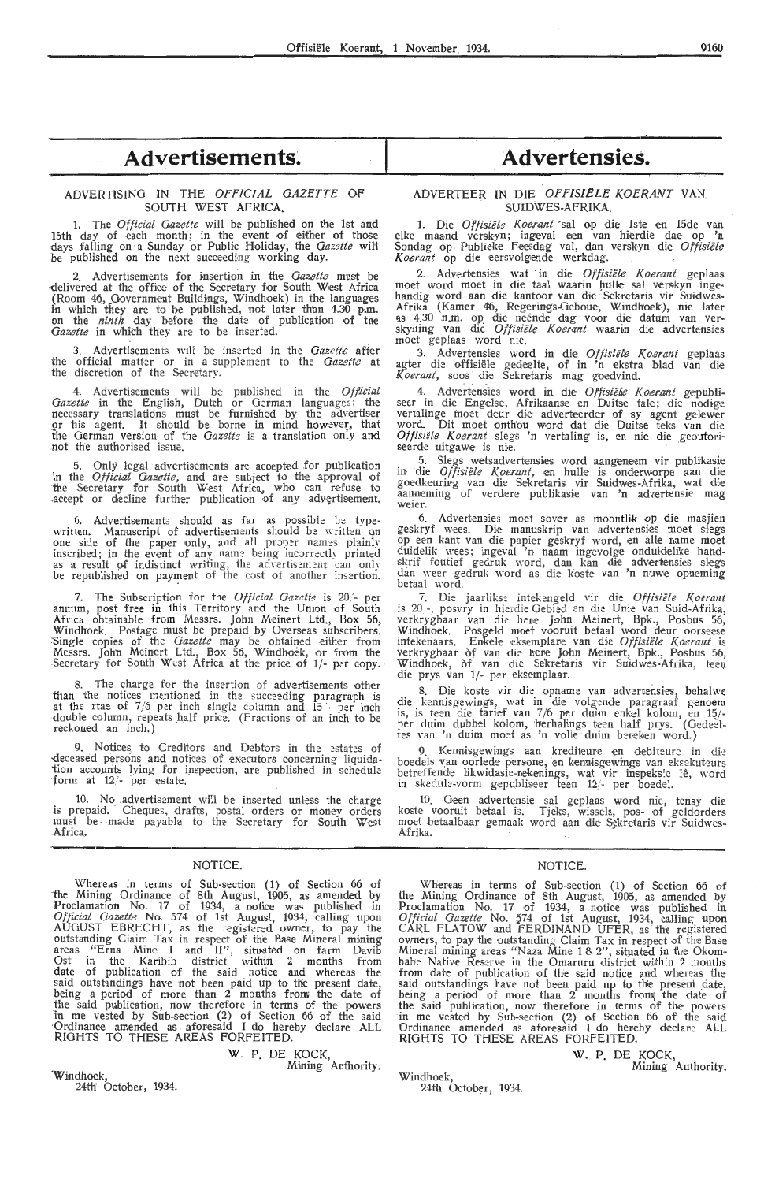# Advertisements.

## ADVERTISING IN THE *OFFICIAL GAZETTE* OF SOUTH WEST AFRICA.

1. The *Official Gazette* will be published on the 1st and 15th day of each month; in the event of either of those days falling on a Sunday or Public Holiday, the *Gazette* will be published on the next succeeding working day.

2. Advertisements for insertion in the *Gazette* must be delivered at the office of the Secretary for South West Africa (Room 46, Government Buildings, Windhoek) in the languages in which they are to be published, not later than 4.30 p.m. on the *ninth* day before the date of publication of the *Gazette* in which they are to be inserted.

3. Advertisements will be inserted in the *Gazette* after the official matter or in a supplement to the *Gazette* at the discretion of the Secretary.

4. Advertisements will be published in the *Official Gazette* in the English, Dutch or German languages; the necessary translations must be furnished by the advertiser or his agent. It should be borne in mind however, that the German version of the *Gazette* is a translation only and not the authorised issue.

5. Only legal advertisements are accepted for publication in the *Official Gazette*, and are subject to the approval of the Secretary for South West Africa, who can refuse to accept or decline further publication of any advertisement.

6. Advertisements should as far as possible be typewritten. Manuscript of advertisements should be written on one side of the paper only, and all proper names plainly inscribed; in the event of any name being incorrectly printed as a result of indistinct writing, the advertisement can only be republished on payment of the cost of another insertion.

7. The Subscription for the *Official Gazette* is 20/- per annum, post free in this Territory and the Union of South Africa obtainable from Messrs. John Meinert Ltd., Box 56, Windhoek. Postage must be prepaid by Overseas subscribers. Single copies of the *Gazette* may be obtained either from Messrs. John Meinert Ltd., Box 56, Windhoek, or from the Secretary for South West Africa at the price of 1/- per copy.

8. The charge for the insertion of advertisements other than the notices mentioned in the succeeding paragraph is at the rate of 7/6 per inch single column and 15/- per inch double column, repeats half price. (Fractions of an inch to be reckoned an inch.)

9. Notices to Creditors and Debtors in the estates of deceased persons and notices of executors concerning liquidation accounts lying for inspection, are published in schedule form at 12/- per estate.

10. No advertisement will be inserted unless the charge is prepaid. Cheques, drafts, postal orders or money orders must be made payable to the Secretary for South West Africa.

# Advertensies.

## ADVERTEER IN DIE *OFFISIËLE KOERANT* VAN SUIDWES-AFRIKA.

1. Die *Offisiële Koerant* sal op die 1ste en 15de van elke maand verskyn; ingeval een van hierdie dae op 'n Sondag op Publieke Feesdag val, dan verskyn die *Offisiële Koerant* op die eersvolgende werkdag.

2. Advertensies wat in die *Offisiële Koerant* geplaas moet word moet in die taal waarin hulle sal verskyn ingehandig word aan die kantoor van die Sekretaris vir Suidwes-Afrika (Kamer 46, Regerings-Geboue, Windhoek), nie later as 4.30 n.m. op die neënde dag voor die datum van verskyning van die *Offisiële Koerant* waarin die advertensies moet geplaas word nie.

3. Advertensies word in die *Offisiële Koerant* geplaas agter die offisiële gedeelte, of in 'n ekstra blad van die *Koerant*, soos die Sekretaris mag goedvind.

4. Advertensies word in die *Offisiële Koerant* gepubliseer in die Engelse, Afrikaanse en Duitse tale; die nodige vertalinge moet deur die adverteerder of sy agent gelewer word. Dit moet onthou word dat die Duitse teks van die *Offisiële Koerant* slegs 'n vertaling is, en nie die geoutoriseerde uitgawe is nie.

5. Slegs wetsadvertensies word aangeneem vir publikasie in die *Offisiële Koerant*, en hulle is onderworpe aan die goedkeuring van die Sekretaris vir Suidwes-Afrika, wat die aanneming of verdere publikasie van 'n advertensie mag weier.

6. Advertensies moet sover as moontlik op die masjien geskryf wees. Die manuskrip van advertensies moet slegs op een kant van die papier geskryf word, en alle name moet duidelik wees; ingeval 'n naam ingevolge onduidelike handskrif foutief gedruk word, dan kan die advertensies slegs dan weer gedruk word as die koste van 'n nuwe opneming betaal word.

7. Die jaarlikse intekengeld vir die *Offisiële Koerant* is 20/-, posvry in hierdie Gebied en die Unie van Suid-Afrika, verkrygbaar van die here John Meinert, Bpk., Posbus 56, Windhoek. Posgeld moet vooruit betaal word deur oorseese intekenaars. Enkele eksemplare van die *Offisiële Koerant* is verkrygbaar óf van die here John Meinert, Bpk., Posbus 56, Windhoek, óf van die Sekretaris vir Suidwes-Afrika, teen die prys van 1/- per eksemplaar.

8. Die koste vir die opname van advertensies, behalwe die kennisgewings, wat in die volgende paragraaf genoem is, is teen die tarief van 7/6 per duim enkel kolom, en 15/- per duim dubbel kolom, herhalings teen half prys. (Gedeeltes van 'n duim moet as 'n volle duim bereken word.)

9. Kennisgewings aan krediteure en debiteure in die boedels van oorlede persone, en kennisgewings van eksekuteurs betreffende likwidasie-rekenings, wat vir inspeksie lê, word in skedule-vorm gepubliseer teen 12/- per boedel.

10. Geen advertensie sal geplaas word nie, tensy die koste vooruit betaal is. Tjeks, wissels, pos- of geldorders moet betaalbaar gemaak word aan die Sekretaris vir Suidwes-Afrika.

---

### NOTICE.

Whereas in terms of Sub-section (1) of Section 66 of the Mining Ordinance of 8th August, 1905, as amended by Proclamation No. 17 of 1934, a notice was published in *Official Gazette* No. 574 of 1st August, 1934, calling upon AUGUST EBRECHT, as the registered owner, to pay the outstanding Claim Tax in respect of the Base Mineral mining areas "Erna Mine 1 and II", situated on farm Davib Ost in the Karibib district within 2 months from date of publication of the said notice and whereas the said outstandings have not been paid up to the present date, being a period of more than 2 months from the date of the said publication, now therefore in terms of the powers in me vested by Sub-section (2) of Section 66 of the said Ordinance amended as aforesaid I do hereby declare ALL RIGHTS TO THESE AREAS FORFEITED.

W. P. DE KOCK,
Mining Authority.

Windhoek,
24th October, 1934.

### NOTICE.

Whereas in terms of Sub-section (1) of Section 66 of the Mining Ordinance of 8th August, 1905, as amended by Proclamation No. 17 of 1934, a notice was published in *Official Gazette* No. 574 of 1st August, 1934, calling upon CARL FLATOW and FERDINAND UFER, as the registered owners, to pay the outstanding Claim Tax in respect of the Base Mineral mining areas "Naza Mine 1 & 2", situated in the Okombahe Native Reserve in the Omaruru district within 2 months from date of publication of the said notice and whereas the said outstandings have not been paid up to the present date, being a period of more than 2 months from the date of the said publication, now therefore in terms of the powers in me vested by Sub-section (2) of Section 66 of the said Ordinance amended as aforesaid I do hereby declare ALL RIGHTS TO THESE AREAS FORFEITED.

W. P. DE KOCK,
Mining Authority.

Windhoek,
24th October, 1934.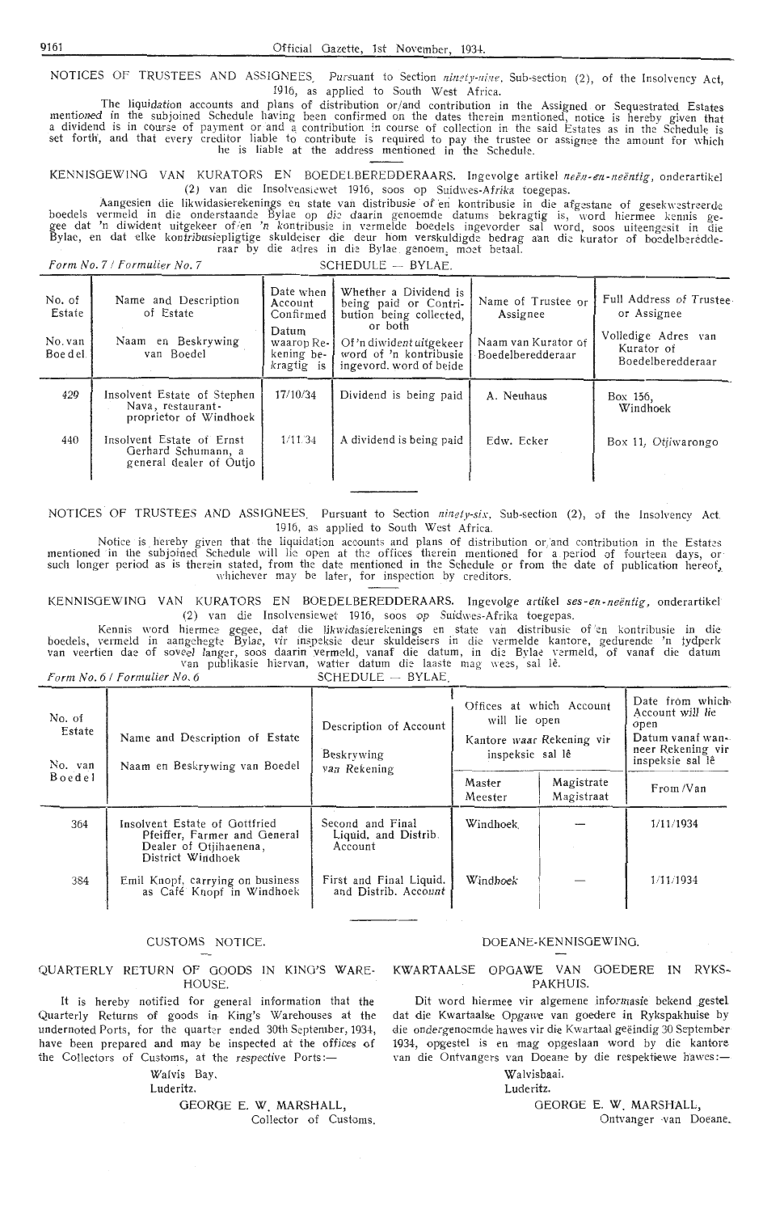NOTICES OF TRUSTEES AND ASSIGNEES. *Pursuant* to Section *ninety-nine*, Sub-section (2), of the Insolvency Act, 1916, as applied to South West Africa.

The liquidation accounts and plans of distribution or/and contribution in the Assigned or Sequestrated Estates mentioned in the subjoined Schedule having been confirmed on the dates therein mentioned, notice is hereby given that a dividend is in course of payment or and a contribution in course of collection in the said Estates as in the Schedule is set forth, and that every creditor liable to contribute is required to pay the trustee or assignee the amount for which he is liable at the address mentioned in the Schedule.

KENNISGEWING VAN KURATORS EN BOEDELBEREDDERAARS. Ingevolge artikel *neën-en-neëntig*, onderartikel (2) van die Insolvensiewet 1916, soos op Suidwes-Afrika toegepas.

Aangesien die likwidasierekenings en state van distribusie of en kontribusie in die afgestane of gesekwestreerde boedels vermeld in die onderstaande Bylae op die daarin genoemde datums bekragtig is, word hiermee kennis gegee dat 'n diwident uitgekeer of/en 'n kontribusie in vermelde boedels ingevorder sal word, soos uiteengesit in die Bylae, en dat elke kontribusiepligtige skuldeiser die deur hom verskuldigde bedrag aan die kurator of boedelberedderaar by die adres in die Bylae genoem, moet betaal.

*Form No. 7 / Formulier No. 7* SCHEDULE — BYLAE.

| No. of Estate / No. van Boedel | Name and Description of Estate / Naam en Beskrywing van Boedel | Date when Account Confirmed / Datum waarop Rekening bekragtig is | Whether a Dividend is being paid or Contribution being collected, or both / Of 'n diwident uitgekeer word of 'n kontribusie ingevord. word of beide | Name of Trustee or Assignee / Naam van Kurator of Boedelberedderaar | Full Address of Trustee or Assignee / Volledige Adres van Kurator of Boedelberedderaar |
|---|---|---|---|---|---|
| 429 | Insolvent Estate of Stephen Nava, restaurant-proprietor of Windhoek | 17/10/34 | Dividend is being paid | A. Neuhaus | Box 156, Windhoek |
| 440 | Insolvent Estate of Ernst Gerhard Schumann, a general dealer of Outjo | 1/11/34 | A dividend is being paid | Edw. Ecker | Box 11, Otjiwarongo |

NOTICES OF TRUSTEES AND ASSIGNEES. Pursuant to Section *ninety-six*, Sub-section (2), of the Insolvency Act, 1916, as applied to South West Africa.

Notice is hereby given that the liquidation accounts and plans of distribution or/and contribution in the Estates mentioned in the subjoined Schedule will lie open at the offices therein mentioned for a period of fourteen days, or such longer period as is therein stated, from the date mentioned in the Schedule or from the date of publication hereof, whichever may be later, for inspection by creditors.

KENNISGEWING VAN KURATORS EN BOEDELBEREDDERAARS. Ingevolge artikel *ses-en-neëntig*, onderartikel (2) van die Insolvensiewet 1916, soos op Suidwes-Afrika toegepas.

Kennis word hiermee gegee, dat die likwidasierekenings en state van distribusie of en kontribusie in die boedels, vermeld in aangehegte Bylae, vir inspeksie deur skuldeisers in die vermelde kantore, gedurende 'n tydperk van veertien dae of soveel langer, soos daarin vermeld, vanaf die datum, in die Bylae vermeld, of vanaf die datum van publikasie hiervan, watter datum die laaste mag wees, sal lê.

*Form No. 6 / Formulier No. 6* SCHEDULE — BYLAE.

| No. of Estate / No. van Boedel | Name and Description of Estate / Naam en Beskrywing van Boedel | Description of Account / Beskrywing van Rekening | Offices at which Account will lie open / Kantore waar Rekening vir inspeksie sal lê | | Date from which Account will lie open / Datum vanaf wanneer Rekening vir inspeksie sal lê |
|---|---|---|---|---|---|
| | | | Master / Meester | Magistrate / Magistraat | From / Van |
| 364 | Insolvent Estate of Gottfried Pfeiffer, Farmer and General Dealer of Otjihaenena, District Windhoek | Second and Final Liquid. and Distrib. Account | Windhoek | — | 1/11/1934 |
| 384 | Emil Knopf, carrying on business as Café Knopf in Windhoek | First and Final Liquid. and Distrib. Account | Windhoek | — | 1/11/1934 |

## CUSTOMS NOTICE.

### QUARTERLY RETURN OF GOODS IN KING'S WAREHOUSE.

It is hereby notified for general information that the Quarterly Returns of goods in King's Warehouses at the undernoted Ports, for the quarter ended 30th September, 1934, have been prepared and may be inspected at the offices of the Collectors of Customs, at the respective Ports:—

Walvis Bay.
Luderitz.

GEORGE E. W. MARSHALL,
Collector of Customs.

## DOEANE-KENNISGEWING.

### KWARTAALSE OPGAWE VAN GOEDERE IN RYKSPAKHUIS.

Dit word hiermee vir algemene informasie bekend gestel dat die Kwartaalse Opgawe van goedere in Rykspakhuise by die ondergenoemde hawes vir die Kwartaal geëindig 30 September 1934, opgestel is en mag opgeslaan word by die kantore van die Ontvangers van Doeane by die respektiewe hawes:—

Walvisbaai.
Luderitz.

GEORGE E. W. MARSHALL,
Ontvanger van Doeane.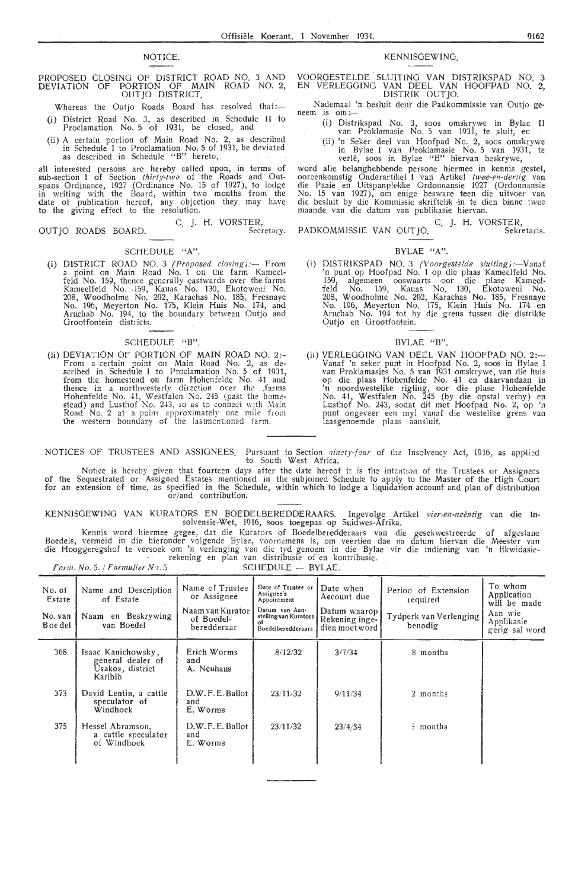## NOTICE.

### PROPOSED CLOSING OF DISTRICT ROAD NO. 3 AND DEVIATION OF PORTION OF MAIN ROAD NO. 2, OUTJO DISTRICT.

Whereas the Outjo Roads Board has resolved that:—

(i) District Road No. 3, as described in Schedule II to Proclamation No. 5 of 1931, be closed, and

(ii) A certain portion of Main Road No. 2, as described in Schedule I to Proclamation No. 5 of 1931, be deviated as described in Schedule "B" hereto,

all interested persons are hereby called upon, in terms of sub-section 1 of Section *thirty-two* of the Roads and Outspans Ordinance, 1927 (Ordinance No. 15 of 1927), to lodge in writing with the Board, within two months from the date of publication hereof, any objection they may have to the giving effect to the resolution.

C. J. H. VORSTER,
Secretary.

OUTJO ROADS BOARD.

#### SCHEDULE "A".

(i) DISTRICT ROAD NO. 3 *(Proposed closing)*:— From a point on Main Road No. 1 on the farm Kameelfeld No. 159, thence generally eastwards over the farms Kameelfeld No. 159, Kauas No. 130, Ekotoweni No. 208, Woodholme No. 202, Karachas No. 185, Fresnaye No. 196, Meyerton No. 175, Klein Huis No. 174, and Aruchab No. 194, to the boundary between Outjo and Grootfontein districts.

#### SCHEDULE "B".

(ii) DEVIATION OF PORTION OF MAIN ROAD NO. 2:— From a certain point on Main Road No. 2, as described in Schedule I to Proclamation No. 5 of 1931, from the homestead on farm Hohenfelde No. 41 and thence in a northwesterly direction over the farms Hohenfelde No. 41, Westfalen No. 245 (past the homestead) and Lusthof No. 243, so as to connect with Main Road No. 2 at a point approximately one mile from the western boundary of the lastmentioned farm.

## KENNISGEWING.

### VOORGESTELDE SLUITING VAN DISTRIKSPAD NO. 3 EN VERLEGGING VAN DEEL VAN HOOFPAD NO. 2, DISTRIK OUTJO.

Nademaal 'n besluit deur die Padkommissie van Outjo geneem is om:—

(i) Distrikspad No. 3, soos omskrywe in Bylae II van Proklamasie No. 5 van 1931, te sluit, en

(ii) 'n Seker deel van Hoofpad No. 2, soos omskrywe in Bylae I van Proklamasie No. 5 van 1931, te verlê, soos in Bylae "B" hiervan beskrywe,

word alle belanghebbende persone hiermee in kennis gestel, ooreenkomstig Onderartikel 1 van Artikel *twee-en-dertig* van die Paaie en Uitspanplekke Ordonnansie 1927 (Ordonnansie No. 15 van 1927), om enige besware teen die uitvoer van die besluit by die Kommissie skriftelik in te dien binne twee maande van die datum van publikasie hiervan.

C. J. H. VORSTER,
Sekretaris.

PADKOMMISSIE VAN OUTJO.

#### BYLAE "A".

(i) DISTRIKSPAD NO. 3 *(Voorgestelde sluiting)*:—Vanaf 'n punt op Hoofpad No. 1 op die plaas Kameelfeld No. 159, algemeen ooswaarts oor die plase Kameelfeld No. 159, Kauas No. 130, Ekotoweni No. 208, Woodholme No. 202, Karachas No. 185, Fresnaye No. 196, Meyerton No. 175, Klein Huis No. 174 en Aruchab No. 194 tot by die grens tussen die distrikte Outjo en Grootfontein.

#### BYLAE "B".

(ii) VERLEGGING VAN DEEL VAN HOOFPAD NO. 2:— Vanaf 'n seker punt in Hoofpad No. 2, soos in Bylae I van Proklamasies No. 5 van 1931 omskrywe, van die huis op die plaas Hohenfelde No. 41 en daarvandaan in 'n noordwestelike rigting, oor die plase Hohenfelde No. 41, Westfalen No. 245 (by die opstal verby) en Lusthof No. 243, sodat dit met Hoofpad No. 2, op 'n punt ongeveer een myl vanaf die westelike grens van laasgenoemde plaas aansluit.

---

NOTICES OF TRUSTEES AND ASSIGNEES. Pursuant to Section *ninety-four* of the Insolvency Act, 1916, as applied to South West Africa.

Notice is hereby given that fourteen days after the date hereof it is the intention of the Trustees or Assignees of the Sequestrated or Assigned Estates mentioned in the subjoined Schedule to apply to the Master of the High Court for an extension of time, as specified in the Schedule, within which to lodge a liquidation account and plan of distribution or/and contribution.

KENNISGEWING VAN KURATORS EN BOEDELBEREDDERAARS. Ingevolge Artikel *vier-en-neëntig* van die Insolvensie-Wet, 1916, soos toegepas op Suidwes-Afrika.

Kennis word hiermee gegee, dat die Kurators of Boedelberedderaars van die gesekwestreerde of afgestane Boedels, vermeld in die hieronder volgende Bylae, voornemens is, om veertien dae na datum hiervan die Meester van die Hooggeregshof te versoek om 'n verlenging van die tyd genoem in die Bylae vir die indiening van 'n likwidasie-rekening en plan van distribusie of en kontribusie.

*Form. No. 5. / Formulier No. 5* — SCHEDULE — BYLAE.

| No. of Estate / No. van Boedel | Name and Description of Estate / Naam en Beskrywing van Boedel | Name of Trustee or Assignee / Naam van Kurator of Boedelberedderaar | Date of Trustee or Assignee's Appointment / Datum van Aanstelling van Kurators of Boedelberedderaars | Date when Account due / Datum waarop Rekening ingedien moet word | Period of Extension required / Tydperk van Verlenging benodig | To whom Application will be made / Aan wie Applikasie gerig sal word |
|---|---|---|---|---|---|---|
| 368 | Isaac Kanichowsky, general dealer of Usakos, district Karibib | Erich Worms and A. Neuhaus | 8/12/32 | 3/7/34 | 8 months | |
| 373 | David Lentin, a cattle speculator of Windhoek | D.W.F.E. Ballot and E. Worms | 23/11/32 | 9/11/34 | 2 months | |
| 375 | Hessel Abramson, a cattle speculator of Windhoek | D.W.F.E. Ballot and E. Worms | 23/11/32 | 23/4/34 | 8 months | |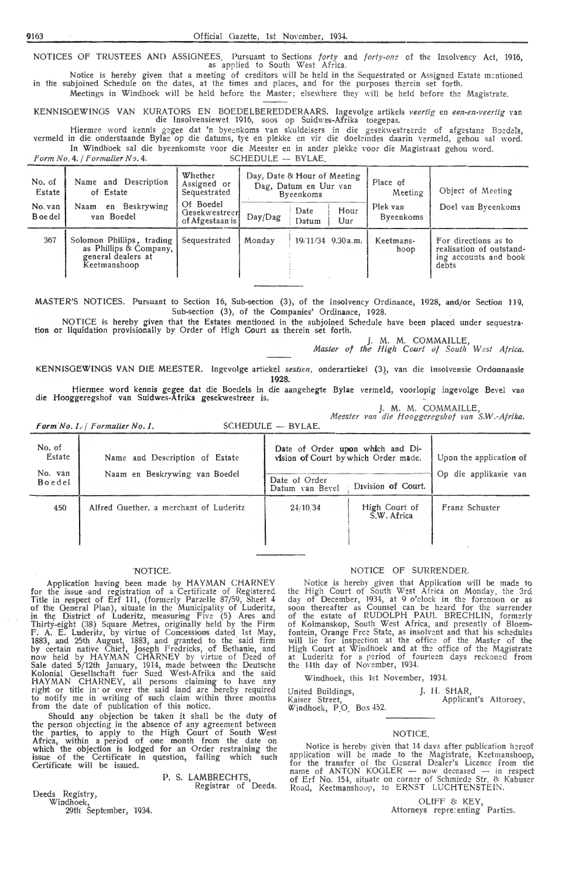NOTICES OF TRUSTEES AND ASSIGNEES. Pursuant to Sections *forty* and *forty-one* of the Insolvency Act, 1916, as applied to South West Africa.

Notice is hereby given that a meeting of creditors will be held in the Sequestrated or Assigned Estate mentioned in the subjoined Schedule on the dates, at the times and places, and for the purposes therein set forth.

Meetings in Windhoek will be held before the Master; elsewhere they will be held before the Magistrate.

---

KENNISGEWINGS VAN KURATORS EN BOEDELBEREDDERAARS. Ingevolge artikels *veertig* en *een-en-veertig* van die Insolvensiewet 1916, soos op Suidwes-Afrika toegepas.

Hiermee word kennis gegee dat 'n byeenkoms van skuldeisers in die gesekwestreerde of afgestane Boedels, vermeld in die onderstaande Bylae op die datums, tye en plekke en vir die doeleindes daarin vermeld, gehou sal word.

In Windhoek sal die byeenkomste voor die Meester en in ander plekke voor die Magistraat gehou word.

*Form No. 4. / Formulier No. 4.* SCHEDULE — BYLAE.

| No. of Estate / No. van Boedel | Name and Description of Estate / Naam en Beskrywing van Boedel | Whether Assigned or Sequestrated / Of Boedel Gesekwestreer of Afgestaan is | Day, Date & Hour of Meeting / Dag, Datum en Uur van Byeenkoms | | | Place of Meeting / Plek van Byeenkoms | Object of Meeting / Doel van Byeenkoms |
|---|---|---|---|---|---|---|---|
| | | | Day/Dag | Date / Datum | Hour / Uur | | |
| 367 | Solomon Phillips, trading as Phillips & Company, general dealers at Keetmanshoop | Sequestrated | Monday | 19/11/34 | 9.30a.m. | Keetmanshoop | For directions as to realisation of outstanding accounts and book debts |

---

MASTER'S NOTICES. Pursuant to Section 16, Sub-section (3), of the Insolvency Ordinance, 1928, and/or Section 119, Sub-section (3), of the Companies' Ordinance, 1928.

NOTICE is hereby given that the Estates mentioned in the subjoined Schedule have been placed under sequestration or liquidation provisionally by Order of High Court as therein set forth.

J. M. M. COMMAILLE,
*Master of the High Court of South West Africa.*

---

KENNISGEWINGS VAN DIE MEESTER. Ingevolge artiekel *sestien*, onderartiekel (3), van die Insolvensie Ordonnansie 1928.

Hiermee word kennis gegee dat die Boedels in die aangehegte Bylae vermeld, voorlopig ingevolge Bevel van die Hooggeregshof van Suidwes-Afrika gesekwestreer is.

J. M. M. COMMAILLE,
*Meester van die Hooggeregshof van S.W.-Afrika.*

*Form No. 1. / Formulier No. 1.* SCHEDULE — BYLAE.

| No. of Estate / No. van Boedel | Name and Description of Estate / Naam en Beskrywing van Boedel | Date of Order upon which and Division of Court by which Order made. | | Upon the application of / Op die applikasie van |
|---|---|---|---|---|
| | | Date of Order / Datum van Bevel | Division of Court. | |
| 450 | Alfred Guether, a merchant of Luderitz | 24/10/34 | High Court of S.W. Africa | Franz Schuster |

---

## NOTICE.

Application having been made by HAYMAN CHARNEY for the issue and registration of a Certificate of Registered Title in respect of Erf 111, (formerly Parzelle 87/59, Sheet 4 of the General Plan), situate in the Municipality of Luderitz, in the District of Luderitz, measuring Five (5) Ares and Thirty-eight (38) Square Metres, originally held by the Firm F. A. E. Luderitz, by virtue of Concessions dated 1st May, 1883, and 25th August, 1883, and granted to the said firm by certain native Chief, Joseph Fredricks, of Bethanie, and now held by HAYMAN CHARNEY by virtue of Deed of Sale dated 5/12th January, 1914, made between the Deutsche Kolonial Gesellschaft fuer Sued West-Afrika and the said HAYMAN CHARNEY, all persons claiming to have any right or title in or over the said land are hereby required to notify me in writing of such claim within three months from the date of publication of this notice.

Should any objection be taken it shall be the duty of the person objecting in the absence of any agreement between the parties, to apply to the High Court of South West Africa, within a period of one month from the date on which the objection is lodged for an Order restraining the issue of the Certificate in question, failing which such Certificate will be issued.

P. S. LAMBRECHTS,
Registrar of Deeds.

Deeds Registry,
Windhoek,
29th September, 1934.

## NOTICE OF SURRENDER.

Notice is hereby given that Application will be made to the High Court of South West Africa on Monday, the 3rd day of December, 1934, at 9 o'clock in the forenoon or as soon thereafter as Counsel can be heard for the surrender of the estate of RUDOLPH PAUL BRECHLIN, formerly of Kolmanskop, South West Africa, and presently of Bloemfontein, Orange Free State, as insolvent and that his schedules will lie for inspection at the office of the Master of the High Court at Windhoek and at the office of the Magistrate at Luderitz for a period of fourteen days reckoned from the 14th day of November, 1934.

Windhoek, this 1st November, 1934.

J. H. SHAR,
Applicant's Attorney,
United Buildings,
Kaiser Street,
Windhoek, P.O. Box 452.

## NOTICE.

Notice is hereby given that 14 days after publication hereof application will be made to the Magistrate, Keetmanshoop, for the transfer of the General Dealer's Licence from the name of ANTON KOGLER — now deceased — in respect of Erf No. 154, situate on corner of Schmiede Str. & Kabuser Road, Keetmanshoop, to ERNST LUCHTENSTEIN.

OLIFF & KEY,
Attorneys representing Parties.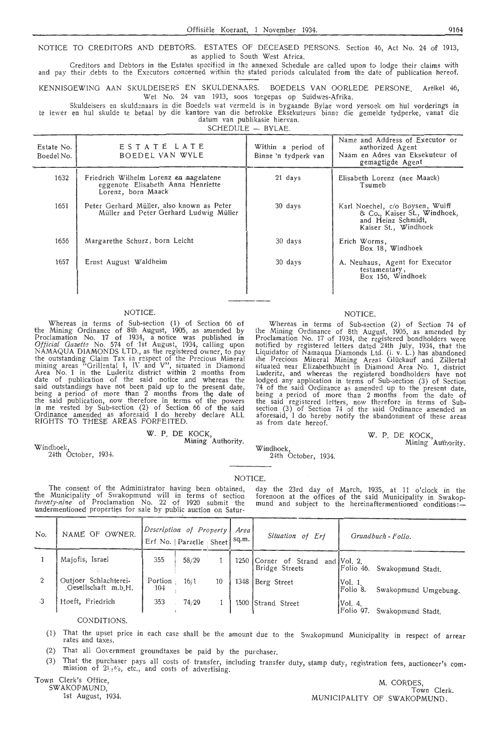NOTICE TO CREDITORS AND DEBTORS. ESTATES OF DECEASED PERSONS. Section 46, Act No. 24 of 1913, as applied to South West Africa.

Creditors and Debtors in the Estates specified in the annexed Schedule are called upon to lodge their claims with and pay their debts to the Executors concerned within the stated periods calculated from the date of publication hereof.

KENNISGEWING AAN SKULDEISERS EN SKULDENAARS. BOEDELS VAN OORLEDE PERSONE. Artikel 46, Wet No. 24 van 1913, soos toegepas op Suidwes-Afrika.

Skuldeisers en skuldenaars in die Boedels wat vermeld is in bygaande Bylae word versoek om hul vorderings in te lewer en hul skulde te betaal by die kantore van die betrokke Eksekuteurs binne die gemelde tydperke, vanaf die datum van publikasie hiervan.

SCHEDULE — BYLAE.

| Estate No. Boedel No. | ESTATE LATE BOEDEL VAN WYLE | Within a period of Binne 'n tydperk van | Name and Address of Executor or authorized Agent Naam en Adres van Eksekuteur of gemagtigde Agent |
|---|---|---|---|
| 1632 | Friedrich Wilhelm Lorenz en nagelatene eggenote Elisabeth Anna Henriette Lorenz, born Maack | 21 days | Elisabeth Lorenz (nee Maack) Tsumeb |
| 1651 | Peter Gerhard Müller, also known as Peter Müller and Peter Gerhard Ludwig Müller | 30 days | Karl Noechel, c/o Boysen, Wulff & Co., Kaiser St., Windhoek, and Heinz Schmidt, Kaiser St., Windhoek |
| 1656 | Margarethe Schurz, born Leicht | 30 days | Erich Worms, Box 18, Windhoek |
| 1657 | Ernst August Waldheim | 30 days | A. Neuhaus, Agent for Executor testamentary, Box 156, Windhoek |

NOTICE.

Whereas in terms of Sub-section (1) of Section 66 of the Mining Ordinance of 8th August, 1905, as amended by Proclamation No. 17 of 1934, a notice was published in *Official Gazette* No. 574 of 1st August, 1934, calling upon NAMAQUA DIAMONDS LTD., as the registered owner, to pay the outstanding Claim Tax in respect of the Precious Mineral mining areas "Grillental I, IV and V", situated in Diamond Area No. 1 in the Luderitz district within 2 months from date of publication of the said notice and whereas the said outstandings have not been paid up to the present date, being a period of more than 2 months from the date of the said publication, now therefore in terms of the powers in me vested by Sub-section (2) of Section 66 of the said Ordinance amended as aforesaid I do hereby declare ALL RIGHTS TO THESE AREAS FORFEITED.

W. P. DE KOCK,
Mining Authority.

Windhoek,
24th October, 1934.

NOTICE.

Whereas in terms of Sub-section (2) of Section 74 of the Mining Ordinance of 8th August, 1905, as amended by Proclamation No. 17 of 1934, the registered bondholders were notified by registered letters dated 24th July, 1934, that the Liquidator of Namaqua Diamonds Ltd. (i. v. L.) has abandoned the Precious Mineral Mining Areas Glückauf and Zillertal situated near Elizabethbucht in Diamond Area No. 1, district Luderitz, and whereas the registered bondholders have not lodged any application in terms of Sub-section (3) of Section 74 of the said Ordinance as amended up to the present date, being a period of more than 2 months from the date of the said registered letters, now therefore in terms of Sub-section (3) of Section 74 of the said Ordinance amended as aforesaid, I do hereby notify the abandonment of these areas as from date hereof.

W. P. DE KOCK,
Mining Authority.

Windhoek,
24th October, 1934.

NOTICE.

The consent of the Administrator having been obtained, the Municipality of Swakopmund will in terms of section *twenty-nine* of Proclamation No. 22 of 1920 submit the undermentioned properties for sale by public auction on Saturday the 23rd day of March, 1935, at 11 o'clock in the forenoon at the offices of the said Municipality in Swakopmund and subject to the hereinaftermentioned conditions:—

| No. | NAME OF OWNER. | *Description of Property* Erf No. | Parzelle | Sheet | *Area* sq.m. | *Situation of Erf* | *Grundbuch - Folio.* |
|---|---|---|---|---|---|---|---|
| 1 | Majofis, Israel | 355 | 58/29 | 1 | 1250 | Corner of Strand and Bridge Streets | Vol. 2. Folio 46. Swakopmund Stadt. |
| 2 | Outjoer Schlachterei-Gesellschaft m.b.H. | Portion 104 | 16/1 | 10 | 1348 | Berg Street | Vol. 1. Folio 8. Swakopmund Umgebung. |
| 3 | Hoeft, Friedrich | 353 | 74/29 | 1 | 1500 | Strand Street | Vol. 4. Folio 97. Swakopmund Stadt. |

CONDITIONS.

(1) That the upset price in each case shall be the amount due to the Swakopmund Municipality in respect of arrear rates and taxes.

(2) That all Government groundtaxes be paid by the purchaser.

(3) That the purchaser pays all costs of transfer, including transfer duty, stamp duty, registration fees, auctioneer's commission of 2½%, etc., and costs of advertising.

Town Clerk's Office,
SWAKOPMUND,
1st August, 1934.

M. CORDES,
Town Clerk.
MUNICIPALITY OF SWAKOPMUND.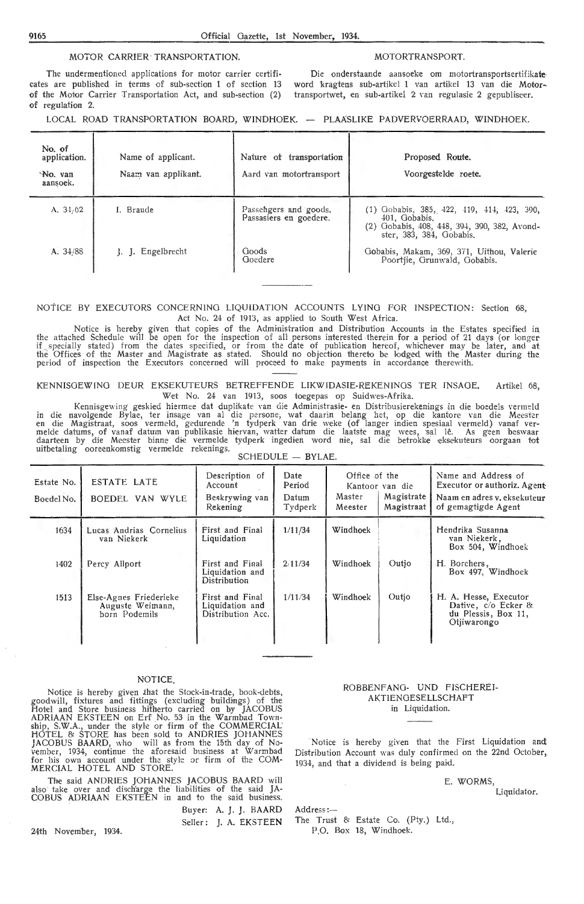## MOTOR CARRIER TRANSPORTATION.

The undermentioned applications for motor carrier certificates are published in terms of sub-section 1 of section 13 of the Motor Carrier Transportation Act, and sub-section (2) of regulation 2.

## MOTORTRANSPORT.

Die onderstaande aansoeke om motortransportsertifikate word kragtens sub-artikel 1 van artikel 13 van die Motortransportwet, en sub-artikel 2 van regulasie 2 gepubliseer.

LOCAL ROAD TRANSPORTATION BOARD, WINDHOEK. — PLAASLIKE PADVERVOERRAAD, WINDHOEK.

| No. of application. / No. van aansoek. | Name of applicant. / Naam van applikant. | Nature of transportation / Aard van motortransport | Proposed Route. / Voorgestelde roete. |
|---|---|---|---|
| A. 34/62 | I. Braude | Passengers and goods. Passasiers en goedere. | (1) Gobabis, 385, 422, 419, 414, 423, 390, 401, Gobabis. (2) Gobabis, 408, 448, 394, 390, 382, Avondster, 383, 384, Gobabis. |
| A. 34/88 | J. J. Engelbrecht | Goods Goedere | Gobabis, Makam, 369, 371, Uithou, Valerie Poortjie, Grunwald, Gobabis. |

---

NOTICE BY EXECUTORS CONCERNING LIQUIDATION ACCOUNTS LYING FOR INSPECTION: Section 68, Act No. 24 of 1913, as applied to South West Africa.

Notice is hereby given that copies of the Administration and Distribution Accounts in the Estates specified in the attached Schedule will be open for the inspection of all persons interested therein for a period of 21 days (or longer if specially stated) from the dates specified, or from the date of publication hereof, whichever may be later, and at the Offices of the Master and Magistrate as stated. Should no objection thereto be lodged with the Master during the period of inspection the Executors concerned will proceed to make payments in accordance therewith.

KENNISGEWING DEUR EKSEKUTEURS BETREFFENDE LIKWIDASIE-REKENINGS TER INSAGE. Artikel 68, Wet No. 24 van 1913, soos toegepas op Suidwes-Afrika.

Kennisgewing geskied hiermee dat duplikate van die Administrasie- en Distribusierekenings in die boedels vermeld in die navolgende Bylae, ter insage van al die persone, wat daarin belang het, op die kantore van die Meester en die Magistraat, soos vermeld, gedurende 'n tydperk van drie weke (of langer indien spesiaal vermeld) vanaf vermelde datums, of vanaf datum van publikasie hiervan, watter datum die laatste mag wees, sal lê. As geen beswaar daarteen by die Meester binne die vermelde tydperk ingedien word nie, sal die betrokke eksekuteurs oorgaan tot uitbetaling ooreenkomstig vermelde rekenings.

SCHEDULE — BYLAE.

| Estate No. / Boedel No. | ESTATE LATE / BOEDEL VAN WYLE | Description of Account / Beskrywing van Rekening | Date Period / Datum Tydperk | Office of the Master / Kantoor van die Meester | Office of the Magistrate / Kantoor van die Magistraat | Name and Address of Executor or authoriz. Agent / Naam en adres v. eksekuteur of gemagtigde Agent |
|---|---|---|---|---|---|---|
| 1634 | Lucas Andrias Cornelius van Niekerk | First and Final Liquidation | 1/11/34 | Windhoek | | Hendrika Susanna van Niekerk, Box 504, Windhoek |
| 1402 | Percy Allport | First and Final Liquidation and Distribution | 2/11/34 | Windhoek | Outjo | H. Borchers, Box 497, Windhoek |
| 1513 | Else-Agnes Friederieke Auguste Weimann, born Podemils | First and Final Liquidation and Distribution Acc. | 1/11/34 | Windhoek | Outjo | H. A. Hesse, Executor Dative, c/o Ecker & du Plessis, Box 11, Otjiwarongo |

---

## NOTICE.

Notice is hereby given that the Stock-in-trade, book-debts, goodwill, fixtures and fittings (excluding buildings) of the Hotel and Store business hitherto carried on by JACOBUS ADRIAAN EKSTEEN on Erf No. 53 in the Warmbad Township, S.W.A., under the style or firm of the COMMERCIAL HOTEL & STORE has been sold to ANDRIES JOHANNES JACOBUS BAARD, who will as from the 15th day of November, 1934, continue the aforesaid business at Warmbad for his own account under the style or firm of the COMMERCIAL HOTEL AND STORE.

The said ANDRIES JOHANNES JACOBUS BAARD will also take over and discharge the liabilities of the said JACOBUS ADRIAAN EKSTEEN in and to the said business.

Buyer: A. J. J. BAARD

Seller: J. A. EKSTEEN

24th November, 1934.

## ROBBENFANG- UND FISCHEREI-AKTIENGESELLSCHAFT

in Liquidation.

Notice is hereby given that the First Liquidation and Distribution Account was duly confirmed on the 22nd October, 1934, and that a dividend is being paid.

E. WORMS,
Liquidator.

Address:—
The Trust & Estate Co. (Pty.) Ltd.,
P.O. Box 18, Windhoek.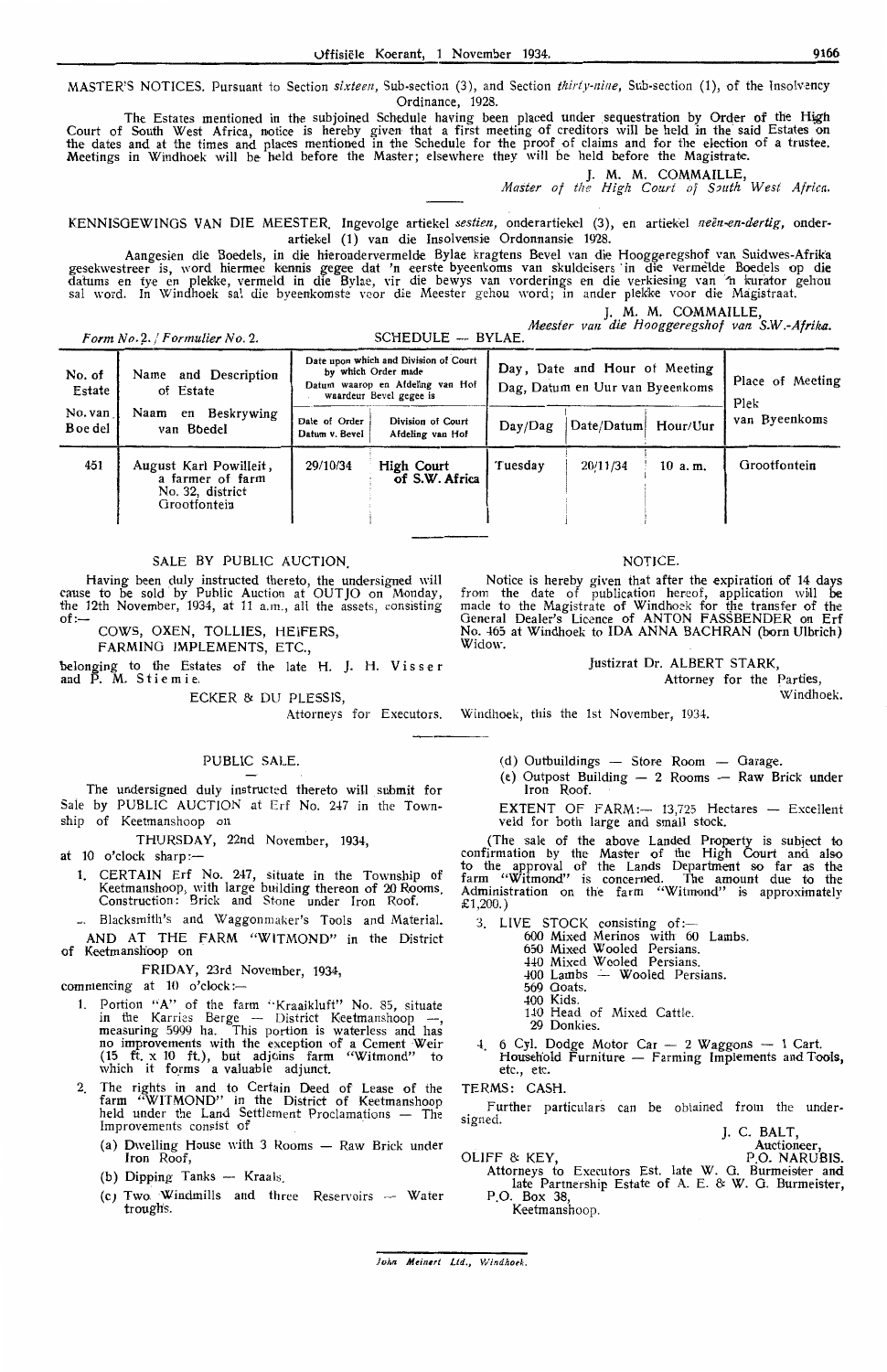MASTER'S NOTICES. Pursuant to Section *sixteen*, Sub-section (3), and Section *thirty-nine*, Sub-section (1), of the Insolvency Ordinance, 1928.

The Estates mentioned in the subjoined Schedule having been placed under sequestration by Order of the High Court of South West Africa, notice is hereby given that a first meeting of creditors will be held in the said Estates on the dates and at the times and places mentioned in the Schedule for the proof of claims and for the election of a trustee. Meetings in Windhoek will be held before the Master; elsewhere they will be held before the Magistrate.

J. M. M. COMMAILLE,
*Master of the High Court of South West Africa.*

KENNISGEWINGS VAN DIE MEESTER. Ingevolge artiekel *sestien*, onderartiekel (3), en artiekel *neën-en-dertig*, onderartiekel (1) van die Insolvensie Ordonnansie 1928.

Aangesien die Boedels, in die hierondervermelde Bylae kragtens Bevel van die Hooggeregshof van Suidwes-Afrika gesekwestreer is, word hiermee kennis gegee dat 'n eerste byeenkoms van skuldeisers in die vermelde Boedels op die datums en tye en plekke, vermeld in die Bylae, vir die bewys van vorderings en die verkiesing van 'n kurator gehou sal word. In Windhoek sal die byeenkomste voor die Meester gehou word; in ander plekke voor die Magistraat.

J. M. M. COMMAILLE,
*Meester van die Hooggeregshof van S.W.-Afrika.*

*Form No. 2. / Formulier No. 2.*

SCHEDULE — BYLAE.

| No. of Estate / No. van Boedel | Name and Description of Estate / Naam en Beskrywing van Boedel | Date upon which and Division of Court by which Order made / Datum waarop en Afdeling van Hof waardeur Bevel gegee is | | Day, Date and Hour of Meeting / Dag, Datum en Uur van Byeenkoms | | | Place of Meeting / Plek van Byeenkoms |
|---|---|---|---|---|---|---|---|
| | | Date of Order / Datum v. Bevel | Division of Court / Afdeling van Hof | Day/Dag | Date/Datum | Hour/Uur | |
| 451 | August Karl Powilleit, a farmer of farm No. 32, district Grootfontein | 29/10/34 | High Court of S.W. Africa | Tuesday | 20/11/34 | 10 a.m. | Grootfontein |

SALE BY PUBLIC AUCTION.

Having been duly instructed thereto, the undersigned will cause to be sold by Public Auction at OUTJO on Monday, the 12th November, 1934, at 11 a.m., all the assets, consisting of:—

COWS, OXEN, TOLLIES, HEIFERS,
FARMING IMPLEMENTS, ETC.,

belonging to the Estates of the late H. J. H. Visser and P. M. Stiemie.

ECKER & DU PLESSIS,
Attorneys for Executors.

NOTICE.

Notice is hereby given that after the expiration of 14 days from the date of publication hereof, application will be made to the Magistrate of Windhoek for the transfer of the General Dealer's Licence of ANTON FASSBENDER on Erf No. 465 at Windhoek to IDA ANNA BACHRAN (born Ulbrich) Widow.

Justizrat Dr. ALBERT STARK,
Attorney for the Parties,
Windhoek.

Windhoek, this the 1st November, 1934.

PUBLIC SALE.

The undersigned duly instructed thereto will submit for Sale by PUBLIC AUCTION at Erf No. 247 in the Township of Keetmanshoop on

THURSDAY, 22nd November, 1934,

at 10 o'clock sharp:—

1. CERTAIN Erf No. 247, situate in the Township of Keetmanshoop, with large building thereon of 20 Rooms. Construction: Brick and Stone under Iron Roof.
2. Blacksmith's and Waggonmaker's Tools and Material.

AND AT THE FARM "WITMOND" in the District of Keetmanshoop on

FRIDAY, 23rd November, 1934,

commencing at 10 o'clock:—

1. Portion "A" of the farm "Kraaikluft" No. 85, situate in the Karries Berge — District Keetmanshoop —, measuring 5999 ha. This portion is waterless and has no improvements with the exception of a Cement Weir (15 ft. x 10 ft.), but adjoins farm "Witmond" to which it forms a valuable adjunct.
2. The rights in and to Certain Deed of Lease of the farm "WITMOND" in the District of Keetmanshoop held under the Land Settlement Proclamations — The Improvements consist of
   - (a) Dwelling House with 3 Rooms — Raw Brick under Iron Roof,
   - (b) Dipping Tanks — Kraals.
   - (c) Two Windmills and three Reservoirs — Water troughs.
   - (d) Outbuildings — Store Room — Garage.
   - (e) Outpost Building — 2 Rooms — Raw Brick under Iron Roof.

   EXTENT OF FARM:— 13,725 Hectares — Excellent veld for both large and small stock.

   (The sale of the above Landed Property is subject to confirmation by the Master of the High Court and also to the approval of the Lands Department so far as the farm "Witmond" is concerned. The amount due to the Administration on the farm "Witmond" is approximately £1,200.)
3. LIVE STOCK consisting of:—
   - 600 Mixed Merinos with 60 Lambs.
   - 650 Mixed Wooled Persians.
   - 440 Mixed Wooled Persians.
   - 400 Lambs — Wooled Persians.
   - 569 Goats.
   - 400 Kids.
   - 140 Head of Mixed Cattle.
   - 29 Donkies.
4. 6 Cyl. Dodge Motor Car — 2 Waggons — 1 Cart. Household Furniture — Farming Implements and Tools, etc., etc.

TERMS: CASH.

Further particulars can be obtained from the undersigned.

J. C. BALT,
Auctioneer,
P.O. NARUBIS.

OLIFF & KEY,
Attorneys to Executors Est. late W. G. Burmeister and late Partnership Estate of A. E. & W. G. Burmeister,
P.O. Box 38,
Keetmanshoop.

*John Meinert Ltd., Windhoek.*